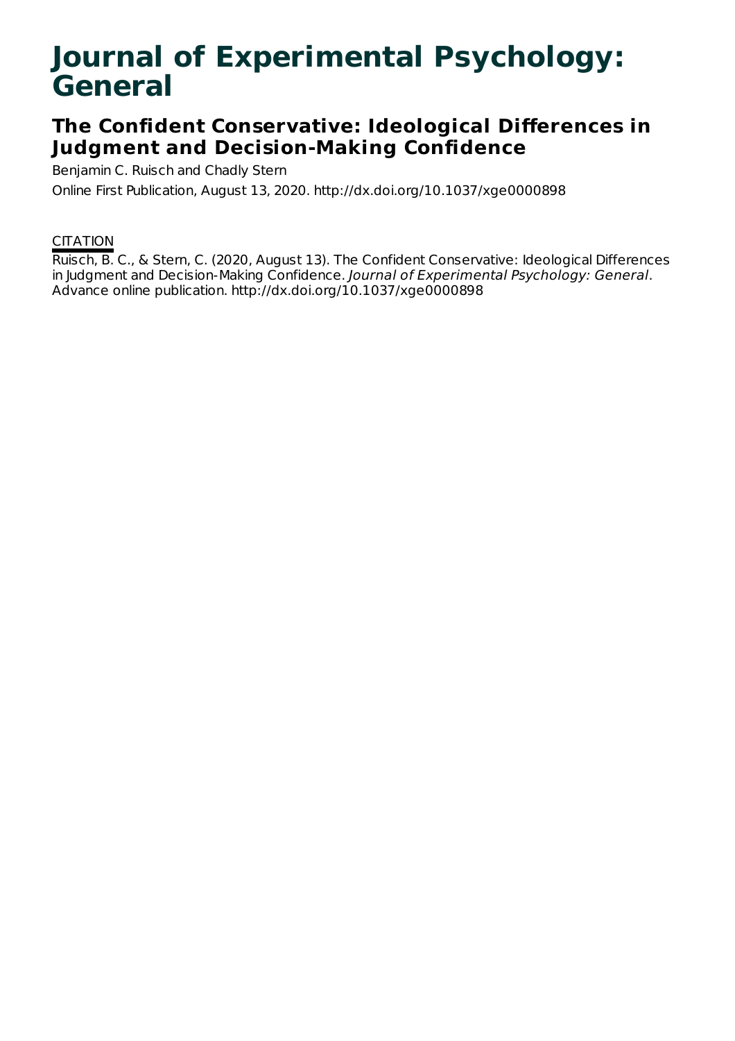# Journal of Experimental Psychology: General

## The Confident Conservative: Ideological Differences in Judgment and Decision-Making Confidence

Benjamin C. Ruisch and Chadly Stern

Online First Publication, August 13, 2020. http://dx.doi.org/10.1037/xge0000898

CITATION

Ruisch, B. C., & Stern, C. (2020, August 13). The Confident Conservative: Ideological Differences in Judgment and Decision-Making Confidence. *Journal of Experimental Psychology: General*. Advance online publication. http://dx.doi.org/10.1037/xge0000898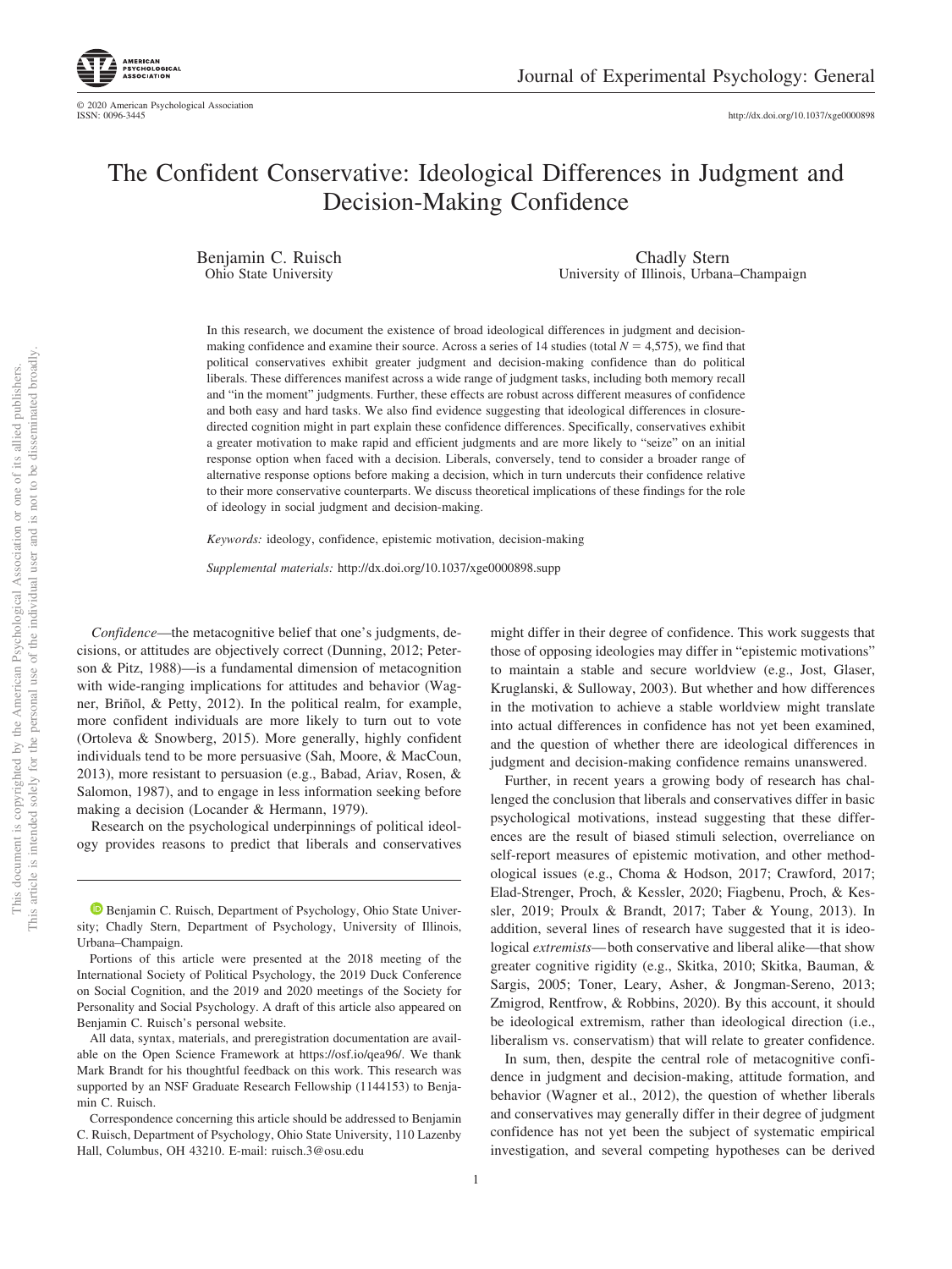# The Confident Conservative: Ideological Differences in Judgment and Decision-Making Confidence

Benjamin C. Ruisch
Ohio State University

Chadly Stern
University of Illinois, Urbana–Champaign

In this research, we document the existence of broad ideological differences in judgment and decision-making confidence and examine their source. Across a series of 14 studies (total $N = 4{,}575$), we find that political conservatives exhibit greater judgment and decision-making confidence than do political liberals. These differences manifest across a wide range of judgment tasks, including both memory recall and "in the moment" judgments. Further, these effects are robust across different measures of confidence and both easy and hard tasks. We also find evidence suggesting that ideological differences in closure-directed cognition might in part explain these confidence differences. Specifically, conservatives exhibit a greater motivation to make rapid and efficient judgments and are more likely to "seize" on an initial response option when faced with a decision. Liberals, conversely, tend to consider a broader range of alternative response options before making a decision, which in turn undercuts their confidence relative to their more conservative counterparts. We discuss theoretical implications of these findings for the role of ideology in social judgment and decision-making.

*Keywords:* ideology, confidence, epistemic motivation, decision-making

*Supplemental materials:* http://dx.doi.org/10.1037/xge0000898.supp

*Confidence*—the metacognitive belief that one's judgments, decisions, or attitudes are objectively correct (Dunning, 2012; Peterson & Pitz, 1988)—is a fundamental dimension of metacognition with wide-ranging implications for attitudes and behavior (Wagner, Briñol, & Petty, 2012). In the political realm, for example, more confident individuals are more likely to turn out to vote (Ortoleva & Snowberg, 2015). More generally, highly confident individuals tend to be more persuasive (Sah, Moore, & MacCoun, 2013), more resistant to persuasion (e.g., Babad, Ariav, Rosen, & Salomon, 1987), and to engage in less information seeking before making a decision (Locander & Hermann, 1979).

Research on the psychological underpinnings of political ideology provides reasons to predict that liberals and conservatives might differ in their degree of confidence. This work suggests that those of opposing ideologies may differ in "epistemic motivations" to maintain a stable and secure worldview (e.g., Jost, Glaser, Kruglanski, & Sulloway, 2003). But whether and how differences in the motivation to achieve a stable worldview might translate into actual differences in confidence has not yet been examined, and the question of whether there are ideological differences in judgment and decision-making confidence remains unanswered.

Further, in recent years a growing body of research has challenged the conclusion that liberals and conservatives differ in basic psychological motivations, instead suggesting that these differences are the result of biased stimuli selection, overreliance on self-report measures of epistemic motivation, and other methodological issues (e.g., Choma & Hodson, 2017; Crawford, 2017; Elad-Strenger, Proch, & Kessler, 2020; Fiagbenu, Proch, & Kessler, 2019; Proulx & Brandt, 2017; Taber & Young, 2013). In addition, several lines of research have suggested that it is ideological *extremists*—both conservative and liberal alike—that show greater cognitive rigidity (e.g., Skitka, 2010; Skitka, Bauman, & Sargis, 2005; Toner, Leary, Asher, & Jongman-Sereno, 2013; Zmigrod, Rentfrow, & Robbins, 2020). By this account, it should be ideological extremism, rather than ideological direction (i.e., liberalism vs. conservatism) that will relate to greater confidence.

In sum, then, despite the central role of metacognitive confidence in judgment and decision-making, attitude formation, and behavior (Wagner et al., 2012), the question of whether liberals and conservatives may generally differ in their degree of judgment confidence has not yet been the subject of systematic empirical investigation, and several competing hypotheses can be derived

---

Benjamin C. Ruisch, Department of Psychology, Ohio State University; Chadly Stern, Department of Psychology, University of Illinois, Urbana–Champaign.

Portions of this article were presented at the 2018 meeting of the International Society of Political Psychology, the 2019 Duck Conference on Social Cognition, and the 2019 and 2020 meetings of the Society for Personality and Social Psychology. A draft of this article also appeared on Benjamin C. Ruisch's personal website.

All data, syntax, materials, and preregistration documentation are available on the Open Science Framework at https://osf.io/qea96/. We thank Mark Brandt for his thoughtful feedback on this work. This research was supported by an NSF Graduate Research Fellowship (1144153) to Benjamin C. Ruisch.

Correspondence concerning this article should be addressed to Benjamin C. Ruisch, Department of Psychology, Ohio State University, 110 Lazenby Hall, Columbus, OH 43210. E-mail: ruisch.3@osu.edu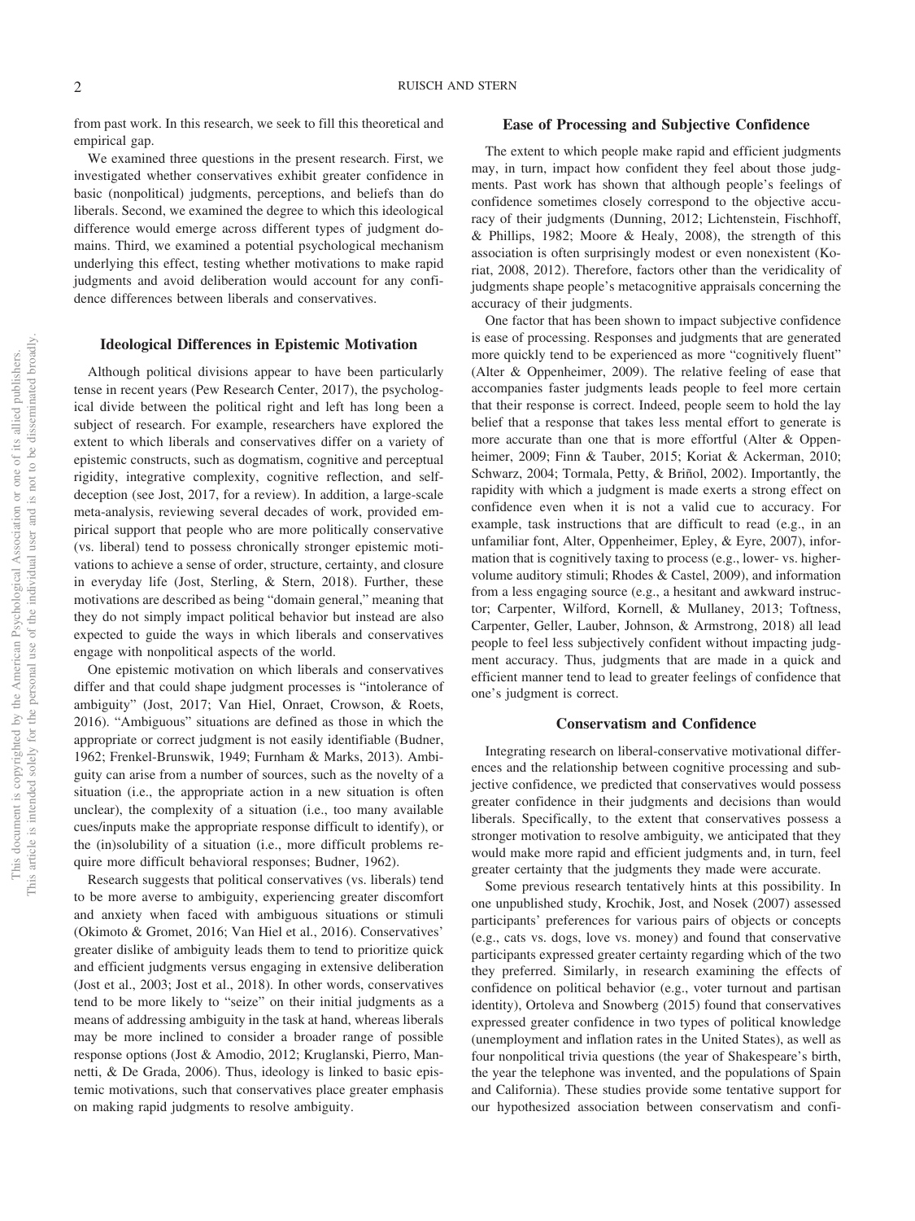from past work. In this research, we seek to fill this theoretical and empirical gap.

We examined three questions in the present research. First, we investigated whether conservatives exhibit greater confidence in basic (nonpolitical) judgments, perceptions, and beliefs than do liberals. Second, we examined the degree to which this ideological difference would emerge across different types of judgment domains. Third, we examined a potential psychological mechanism underlying this effect, testing whether motivations to make rapid judgments and avoid deliberation would account for any confidence differences between liberals and conservatives.

## Ideological Differences in Epistemic Motivation

Although political divisions appear to have been particularly tense in recent years (Pew Research Center, 2017), the psychological divide between the political right and left has long been a subject of research. For example, researchers have explored the extent to which liberals and conservatives differ on a variety of epistemic constructs, such as dogmatism, cognitive and perceptual rigidity, integrative complexity, cognitive reflection, and self-deception (see Jost, 2017, for a review). In addition, a large-scale meta-analysis, reviewing several decades of work, provided empirical support that people who are more politically conservative (vs. liberal) tend to possess chronically stronger epistemic motivations to achieve a sense of order, structure, certainty, and closure in everyday life (Jost, Sterling, & Stern, 2018). Further, these motivations are described as being "domain general," meaning that they do not simply impact political behavior but instead are also expected to guide the ways in which liberals and conservatives engage with nonpolitical aspects of the world.

One epistemic motivation on which liberals and conservatives differ and that could shape judgment processes is "intolerance of ambiguity" (Jost, 2017; Van Hiel, Onraet, Crowson, & Roets, 2016). "Ambiguous" situations are defined as those in which the appropriate or correct judgment is not easily identifiable (Budner, 1962; Frenkel-Brunswik, 1949; Furnham & Marks, 2013). Ambiguity can arise from a number of sources, such as the novelty of a situation (i.e., the appropriate action in a new situation is often unclear), the complexity of a situation (i.e., too many available cues/inputs make the appropriate response difficult to identify), or the (in)solubility of a situation (i.e., more difficult problems require more difficult behavioral responses; Budner, 1962).

Research suggests that political conservatives (vs. liberals) tend to be more averse to ambiguity, experiencing greater discomfort and anxiety when faced with ambiguous situations or stimuli (Okimoto & Gromet, 2016; Van Hiel et al., 2016). Conservatives' greater dislike of ambiguity leads them to tend to prioritize quick and efficient judgments versus engaging in extensive deliberation (Jost et al., 2003; Jost et al., 2018). In other words, conservatives tend to be more likely to "seize" on their initial judgments as a means of addressing ambiguity in the task at hand, whereas liberals may be more inclined to consider a broader range of possible response options (Jost & Amodio, 2012; Kruglanski, Pierro, Mannetti, & De Grada, 2006). Thus, ideology is linked to basic epistemic motivations, such that conservatives place greater emphasis on making rapid judgments to resolve ambiguity.

## Ease of Processing and Subjective Confidence

The extent to which people make rapid and efficient judgments may, in turn, impact how confident they feel about those judgments. Past work has shown that although people's feelings of confidence sometimes closely correspond to the objective accuracy of their judgments (Dunning, 2012; Lichtenstein, Fischhoff, & Phillips, 1982; Moore & Healy, 2008), the strength of this association is often surprisingly modest or even nonexistent (Koriat, 2008, 2012). Therefore, factors other than the veridicality of judgments shape people's metacognitive appraisals concerning the accuracy of their judgments.

One factor that has been shown to impact subjective confidence is ease of processing. Responses and judgments that are generated more quickly tend to be experienced as more "cognitively fluent" (Alter & Oppenheimer, 2009). The relative feeling of ease that accompanies faster judgments leads people to feel more certain that their response is correct. Indeed, people seem to hold the lay belief that a response that takes less mental effort to generate is more accurate than one that is more effortful (Alter & Oppenheimer, 2009; Finn & Tauber, 2015; Koriat & Ackerman, 2010; Schwarz, 2004; Tormala, Petty, & Briñol, 2002). Importantly, the rapidity with which a judgment is made exerts a strong effect on confidence even when it is not a valid cue to accuracy. For example, task instructions that are difficult to read (e.g., in an unfamiliar font, Alter, Oppenheimer, Epley, & Eyre, 2007), information that is cognitively taxing to process (e.g., lower- vs. higher-volume auditory stimuli; Rhodes & Castel, 2009), and information from a less engaging source (e.g., a hesitant and awkward instructor; Carpenter, Wilford, Kornell, & Mullaney, 2013; Toftness, Carpenter, Geller, Lauber, Johnson, & Armstrong, 2018) all lead people to feel less subjectively confident without impacting judgment accuracy. Thus, judgments that are made in a quick and efficient manner tend to lead to greater feelings of confidence that one's judgment is correct.

## Conservatism and Confidence

Integrating research on liberal-conservative motivational differences and the relationship between cognitive processing and subjective confidence, we predicted that conservatives would possess greater confidence in their judgments and decisions than would liberals. Specifically, to the extent that conservatives possess a stronger motivation to resolve ambiguity, we anticipated that they would make more rapid and efficient judgments and, in turn, feel greater certainty that the judgments they made were accurate.

Some previous research tentatively hints at this possibility. In one unpublished study, Krochik, Jost, and Nosek (2007) assessed participants' preferences for various pairs of objects or concepts (e.g., cats vs. dogs, love vs. money) and found that conservative participants expressed greater certainty regarding which of the two they preferred. Similarly, in research examining the effects of confidence on political behavior (e.g., voter turnout and partisan identity), Ortoleva and Snowberg (2015) found that conservatives expressed greater confidence in two types of political knowledge (unemployment and inflation rates in the United States), as well as four nonpolitical trivia questions (the year of Shakespeare's birth, the year the telephone was invented, and the populations of Spain and California). These studies provide some tentative support for our hypothesized association between conservatism and confi-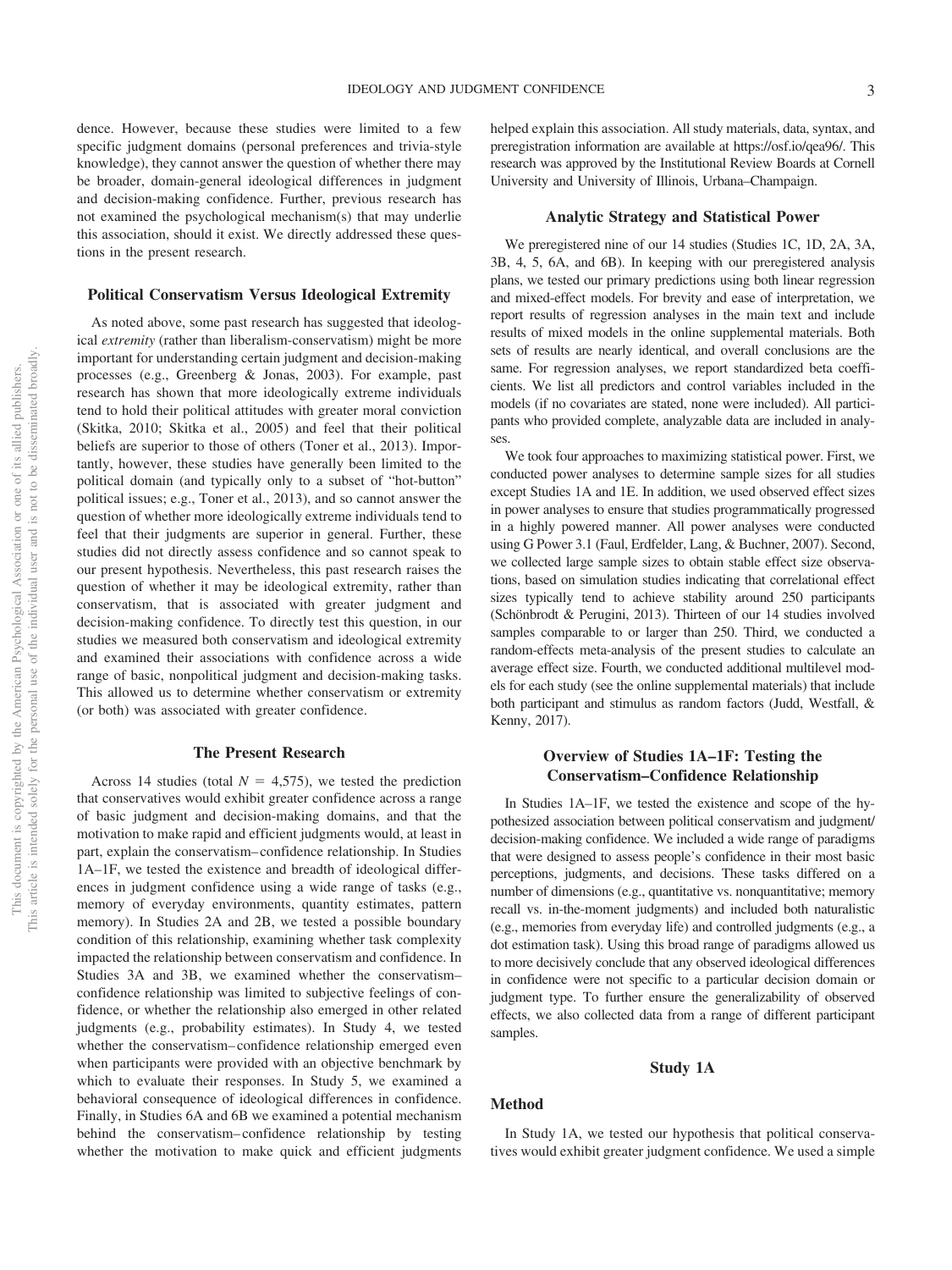dence. However, because these studies were limited to a few specific judgment domains (personal preferences and trivia-style knowledge), they cannot answer the question of whether there may be broader, domain-general ideological differences in judgment and decision-making confidence. Further, previous research has not examined the psychological mechanism(s) that may underlie this association, should it exist. We directly addressed these questions in the present research.

## Political Conservatism Versus Ideological Extremity

As noted above, some past research has suggested that ideological *extremity* (rather than liberalism-conservatism) might be more important for understanding certain judgment and decision-making processes (e.g., Greenberg & Jonas, 2003). For example, past research has shown that more ideologically extreme individuals tend to hold their political attitudes with greater moral conviction (Skitka, 2010; Skitka et al., 2005) and feel that their political beliefs are superior to those of others (Toner et al., 2013). Importantly, however, these studies have generally been limited to the political domain (and typically only to a subset of "hot-button" political issues; e.g., Toner et al., 2013), and so cannot answer the question of whether more ideologically extreme individuals tend to feel that their judgments are superior in general. Further, these studies did not directly assess confidence and so cannot speak to our present hypothesis. Nevertheless, this past research raises the question of whether it may be ideological extremity, rather than conservatism, that is associated with greater judgment and decision-making confidence. To directly test this question, in our studies we measured both conservatism and ideological extremity and examined their associations with confidence across a wide range of basic, nonpolitical judgment and decision-making tasks. This allowed us to determine whether conservatism or extremity (or both) was associated with greater confidence.

## The Present Research

Across 14 studies (total $N$ = 4,575), we tested the prediction that conservatives would exhibit greater confidence across a range of basic judgment and decision-making domains, and that the motivation to make rapid and efficient judgments would, at least in part, explain the conservatism–confidence relationship. In Studies 1A–1F, we tested the existence and breadth of ideological differences in judgment confidence using a wide range of tasks (e.g., memory of everyday environments, quantity estimates, pattern memory). In Studies 2A and 2B, we tested a possible boundary condition of this relationship, examining whether task complexity impacted the relationship between conservatism and confidence. In Studies 3A and 3B, we examined whether the conservatism–confidence relationship was limited to subjective feelings of confidence, or whether the relationship also emerged in other related judgments (e.g., probability estimates). In Study 4, we tested whether the conservatism–confidence relationship emerged even when participants were provided with an objective benchmark by which to evaluate their responses. In Study 5, we examined a behavioral consequence of ideological differences in confidence. Finally, in Studies 6A and 6B we examined a potential mechanism behind the conservatism–confidence relationship by testing whether the motivation to make quick and efficient judgments helped explain this association. All study materials, data, syntax, and preregistration information are available at https://osf.io/qea96/. This research was approved by the Institutional Review Boards at Cornell University and University of Illinois, Urbana–Champaign.

## Analytic Strategy and Statistical Power

We preregistered nine of our 14 studies (Studies 1C, 1D, 2A, 3A, 3B, 4, 5, 6A, and 6B). In keeping with our preregistered analysis plans, we tested our primary predictions using both linear regression and mixed-effect models. For brevity and ease of interpretation, we report results of regression analyses in the main text and include results of mixed models in the online supplemental materials. Both sets of results are nearly identical, and overall conclusions are the same. For regression analyses, we report standardized beta coefficients. We list all predictors and control variables included in the models (if no covariates are stated, none were included). All participants who provided complete, analyzable data are included in analyses.

We took four approaches to maximizing statistical power. First, we conducted power analyses to determine sample sizes for all studies except Studies 1A and 1E. In addition, we used observed effect sizes in power analyses to ensure that studies programmatically progressed in a highly powered manner. All power analyses were conducted using G Power 3.1 (Faul, Erdfelder, Lang, & Buchner, 2007). Second, we collected large sample sizes to obtain stable effect size observations, based on simulation studies indicating that correlational effect sizes typically tend to achieve stability around 250 participants (Schönbrodt & Perugini, 2013). Thirteen of our 14 studies involved samples comparable to or larger than 250. Third, we conducted a random-effects meta-analysis of the present studies to calculate an average effect size. Fourth, we conducted additional multilevel models for each study (see the online supplemental materials) that include both participant and stimulus as random factors (Judd, Westfall, & Kenny, 2017).

## Overview of Studies 1A–1F: Testing the Conservatism–Confidence Relationship

In Studies 1A–1F, we tested the existence and scope of the hypothesized association between political conservatism and judgment/decision-making confidence. We included a wide range of paradigms that were designed to assess people's confidence in their most basic perceptions, judgments, and decisions. These tasks differed on a number of dimensions (e.g., quantitative vs. nonquantitative; memory recall vs. in-the-moment judgments) and included both naturalistic (e.g., memories from everyday life) and controlled judgments (e.g., a dot estimation task). Using this broad range of paradigms allowed us to more decisively conclude that any observed ideological differences in confidence were not specific to a particular decision domain or judgment type. To further ensure the generalizability of observed effects, we also collected data from a range of different participant samples.

## Study 1A

### Method

In Study 1A, we tested our hypothesis that political conservatives would exhibit greater judgment confidence. We used a simple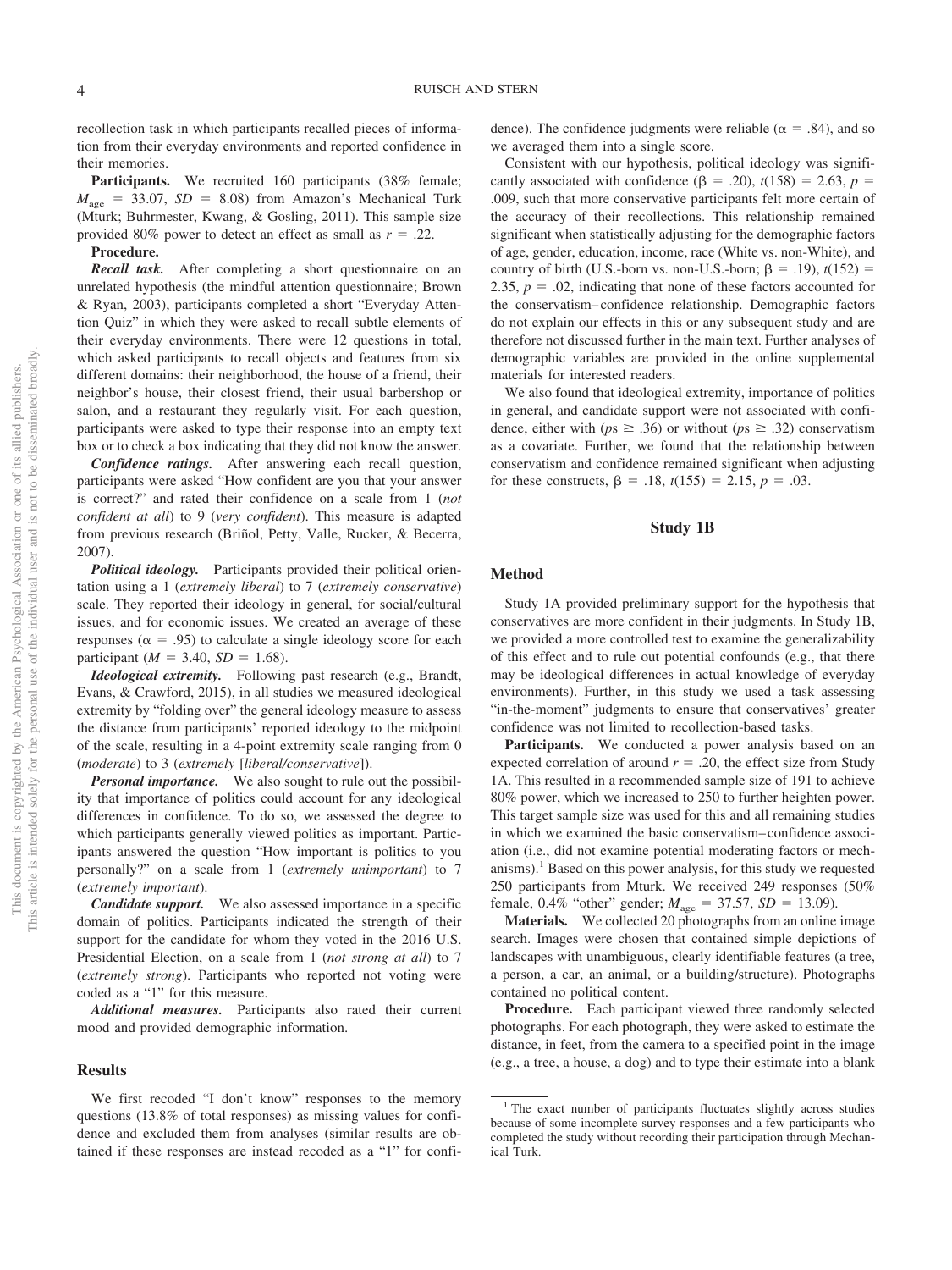recollection task in which participants recalled pieces of information from their everyday environments and reported confidence in their memories.

**Participants.** We recruited 160 participants (38% female; $M_{age}$ = 33.07, *SD* = 8.08) from Amazon's Mechanical Turk (Mturk; Buhrmester, Kwang, & Gosling, 2011). This sample size provided 80% power to detect an effect as small as *r* = .22.

**Procedure.**

***Recall task.*** After completing a short questionnaire on an unrelated hypothesis (the mindful attention questionnaire; Brown & Ryan, 2003), participants completed a short "Everyday Attention Quiz" in which they were asked to recall subtle elements of their everyday environments. There were 12 questions in total, which asked participants to recall objects and features from six different domains: their neighborhood, the house of a friend, their neighbor's house, their closest friend, their usual barbershop or salon, and a restaurant they regularly visit. For each question, participants were asked to type their response into an empty text box or to check a box indicating that they did not know the answer.

***Confidence ratings.*** After answering each recall question, participants were asked "How confident are you that your answer is correct?" and rated their confidence on a scale from 1 (*not confident at all*) to 9 (*very confident*). This measure is adapted from previous research (Briñol, Petty, Valle, Rucker, & Becerra, 2007).

***Political ideology.*** Participants provided their political orientation using a 1 (*extremely liberal*) to 7 (*extremely conservative*) scale. They reported their ideology in general, for social/cultural issues, and for economic issues. We created an average of these responses (α = .95) to calculate a single ideology score for each participant (*M* = 3.40, *SD* = 1.68).

***Ideological extremity.*** Following past research (e.g., Brandt, Evans, & Crawford, 2015), in all studies we measured ideological extremity by "folding over" the general ideology measure to assess the distance from participants' reported ideology to the midpoint of the scale, resulting in a 4-point extremity scale ranging from 0 (*moderate*) to 3 (*extremely* [*liberal/conservative*]).

***Personal importance.*** We also sought to rule out the possibility that importance of politics could account for any ideological differences in confidence. To do so, we assessed the degree to which participants generally viewed politics as important. Participants answered the question "How important is politics to you personally?" on a scale from 1 (*extremely unimportant*) to 7 (*extremely important*).

***Candidate support.*** We also assessed importance in a specific domain of politics. Participants indicated the strength of their support for the candidate for whom they voted in the 2016 U.S. Presidential Election, on a scale from 1 (*not strong at all*) to 7 (*extremely strong*). Participants who reported not voting were coded as a "1" for this measure.

***Additional measures.*** Participants also rated their current mood and provided demographic information.

## Results

We first recoded "I don't know" responses to the memory questions (13.8% of total responses) as missing values for confidence and excluded them from analyses (similar results are obtained if these responses are instead recoded as a "1" for confidence). The confidence judgments were reliable (α = .84), and so we averaged them into a single score.

Consistent with our hypothesis, political ideology was significantly associated with confidence (β = .20), $t(158)$ = 2.63, *p* = .009, such that more conservative participants felt more certain of the accuracy of their recollections. This relationship remained significant when statistically adjusting for the demographic factors of age, gender, education, income, race (White vs. non-White), and country of birth (U.S.-born vs. non-U.S.-born; β = .19), $t(152)$ = 2.35, *p* = .02, indicating that none of these factors accounted for the conservatism–confidence relationship. Demographic factors do not explain our effects in this or any subsequent study and are therefore not discussed further in the main text. Further analyses of demographic variables are provided in the online supplemental materials for interested readers.

We also found that ideological extremity, importance of politics in general, and candidate support were not associated with confidence, either with (*p*s ≥ .36) or without (*p*s ≥ .32) conservatism as a covariate. Further, we found that the relationship between conservatism and confidence remained significant when adjusting for these constructs, β = .18, $t(155)$ = 2.15, *p* = .03.

# Study 1B

## Method

Study 1A provided preliminary support for the hypothesis that conservatives are more confident in their judgments. In Study 1B, we provided a more controlled test to examine the generalizability of this effect and to rule out potential confounds (e.g., that there may be ideological differences in actual knowledge of everyday environments). Further, in this study we used a task assessing "in-the-moment" judgments to ensure that conservatives' greater confidence was not limited to recollection-based tasks.

**Participants.** We conducted a power analysis based on an expected correlation of around *r* = .20, the effect size from Study 1A. This resulted in a recommended sample size of 191 to achieve 80% power, which we increased to 250 to further heighten power. This target sample size was used for this and all remaining studies in which we examined the basic conservatism–confidence association (i.e., did not examine potential moderating factors or mechanisms).[1] Based on this power analysis, for this study we requested 250 participants from Mturk. We received 249 responses (50% female, 0.4% "other" gender; $M_{age}$ = 37.57, *SD* = 13.09).

**Materials.** We collected 20 photographs from an online image search. Images were chosen that contained simple depictions of landscapes with unambiguous, clearly identifiable features (a tree, a person, a car, an animal, or a building/structure). Photographs contained no political content.

**Procedure.** Each participant viewed three randomly selected photographs. For each photograph, they were asked to estimate the distance, in feet, from the camera to a specified point in the image (e.g., a tree, a house, a dog) and to type their estimate into a blank

[1] The exact number of participants fluctuates slightly across studies because of some incomplete survey responses and a few participants who completed the study without recording their participation through Mechanical Turk.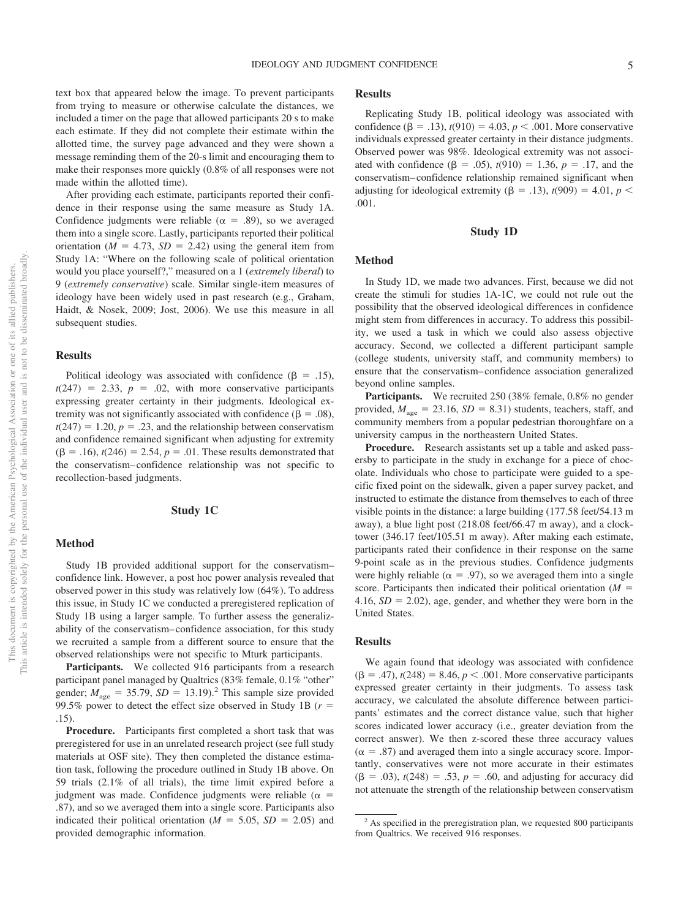text box that appeared below the image. To prevent participants from trying to measure or otherwise calculate the distances, we included a timer on the page that allowed participants 20 s to make each estimate. If they did not complete their estimate within the allotted time, the survey page advanced and they were shown a message reminding them of the 20-s limit and encouraging them to make their responses more quickly (0.8% of all responses were not made within the allotted time).

After providing each estimate, participants reported their confidence in their response using the same measure as Study 1A. Confidence judgments were reliable ($\alpha = .89$), so we averaged them into a single score. Lastly, participants reported their political orientation ($M = 4.73$, $SD = 2.42$) using the general item from Study 1A: "Where on the following scale of political orientation would you place yourself?," measured on a 1 (*extremely liberal*) to 9 (*extremely conservative*) scale. Similar single-item measures of ideology have been widely used in past research (e.g., Graham, Haidt, & Nosek, 2009; Jost, 2006). We use this measure in all subsequent studies.

### Results

Political ideology was associated with confidence ($\beta = .15$), $t(247) = 2.33$, $p = .02$, with more conservative participants expressing greater certainty in their judgments. Ideological extremity was not significantly associated with confidence ($\beta = .08$), $t(247) = 1.20$, $p = .23$, and the relationship between conservatism and confidence remained significant when adjusting for extremity ($\beta = .16$), $t(246) = 2.54$, $p = .01$. These results demonstrated that the conservatism–confidence relationship was not specific to recollection-based judgments.

## Study 1C

### Method

Study 1B provided additional support for the conservatism–confidence link. However, a post hoc power analysis revealed that observed power in this study was relatively low (64%). To address this issue, in Study 1C we conducted a preregistered replication of Study 1B using a larger sample. To further assess the generalizability of the conservatism–confidence association, for this study we recruited a sample from a different source to ensure that the observed relationships were not specific to Mturk participants.

**Participants.** We collected 916 participants from a research participant panel managed by Qualtrics (83% female, 0.1% "other" gender; $M_{age} = 35.79$, $SD = 13.19$).[2] This sample size provided 99.5% power to detect the effect size observed in Study 1B ($r = .15$).

**Procedure.** Participants first completed a short task that was preregistered for use in an unrelated research project (see full study materials at OSF site). They then completed the distance estimation task, following the procedure outlined in Study 1B above. On 59 trials (2.1% of all trials), the time limit expired before a judgment was made. Confidence judgments were reliable ($\alpha = .87$), and so we averaged them into a single score. Participants also indicated their political orientation ($M = 5.05$, $SD = 2.05$) and provided demographic information.

### Results

Replicating Study 1B, political ideology was associated with confidence ($\beta = .13$), $t(910) = 4.03$, $p < .001$. More conservative individuals expressed greater certainty in their distance judgments. Observed power was 98%. Ideological extremity was not associated with confidence ($\beta = .05$), $t(910) = 1.36$, $p = .17$, and the conservatism–confidence relationship remained significant when adjusting for ideological extremity ($\beta = .13$), $t(909) = 4.01$, $p < .001$.

## Study 1D

### Method

In Study 1D, we made two advances. First, because we did not create the stimuli for studies 1A-1C, we could not rule out the possibility that the observed ideological differences in confidence might stem from differences in accuracy. To address this possibility, we used a task in which we could also assess objective accuracy. Second, we collected a different participant sample (college students, university staff, and community members) to ensure that the conservatism–confidence association generalized beyond online samples.

**Participants.** We recruited 250 (38% female, 0.8% no gender provided, $M_{age} = 23.16$, $SD = 8.31$) students, teachers, staff, and community members from a popular pedestrian thoroughfare on a university campus in the northeastern United States.

**Procedure.** Research assistants set up a table and asked passersby to participate in the study in exchange for a piece of chocolate. Individuals who chose to participate were guided to a specific fixed point on the sidewalk, given a paper survey packet, and instructed to estimate the distance from themselves to each of three visible points in the distance: a large building (177.58 feet/54.13 m away), a blue light post (218.08 feet/66.47 m away), and a clocktower (346.17 feet/105.51 m away). After making each estimate, participants rated their confidence in their response on the same 9-point scale as in the previous studies. Confidence judgments were highly reliable ($\alpha = .97$), so we averaged them into a single score. Participants then indicated their political orientation ($M = 4.16$, $SD = 2.02$), age, gender, and whether they were born in the United States.

### Results

We again found that ideology was associated with confidence ($\beta = .47$), $t(248) = 8.46$, $p < .001$. More conservative participants expressed greater certainty in their judgments. To assess task accuracy, we calculated the absolute difference between participants' estimates and the correct distance value, such that higher scores indicated lower accuracy (i.e., greater deviation from the correct answer). We then z-scored these three accuracy values ($\alpha = .87$) and averaged them into a single accuracy score. Importantly, conservatives were not more accurate in their estimates ($\beta = .03$), $t(248) = .53$, $p = .60$, and adjusting for accuracy did not attenuate the strength of the relationship between conservatism

[2] As specified in the preregistration plan, we requested 800 participants from Qualtrics. We received 916 responses.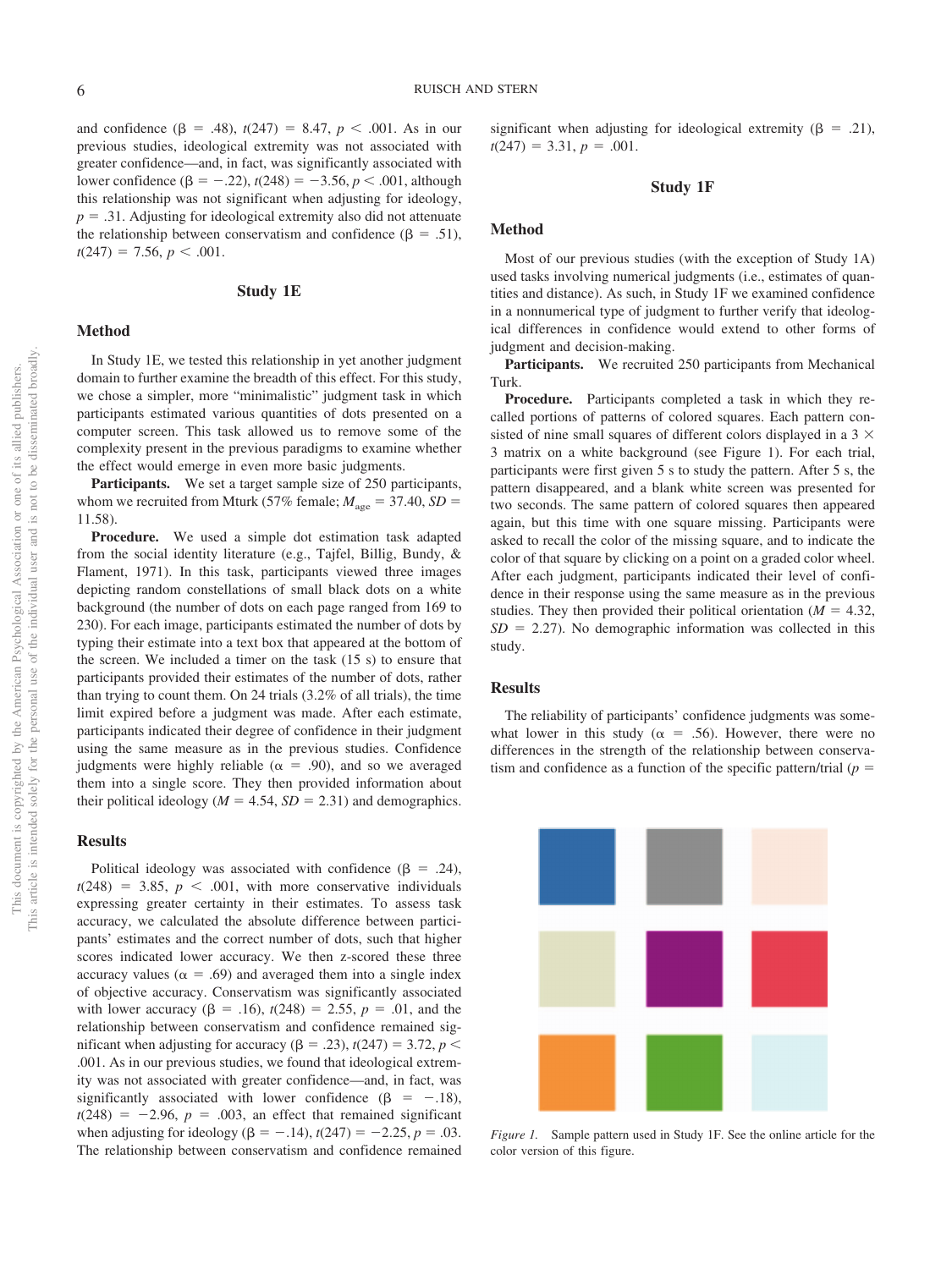and confidence ($\beta$ = .48), $t(247)$ = 8.47, $p$ < .001. As in our previous studies, ideological extremity was not associated with greater confidence—and, in fact, was significantly associated with lower confidence ($\beta$ = −.22), $t(248)$ = −3.56, $p$ < .001, although this relationship was not significant when adjusting for ideology, $p$ = .31. Adjusting for ideological extremity also did not attenuate the relationship between conservatism and confidence ($\beta$ = .51), $t(247)$ = 7.56, $p$ < .001.

## Study 1E

### Method

In Study 1E, we tested this relationship in yet another judgment domain to further examine the breadth of this effect. For this study, we chose a simpler, more "minimalistic" judgment task in which participants estimated various quantities of dots presented on a computer screen. This task allowed us to remove some of the complexity present in the previous paradigms to examine whether the effect would emerge in even more basic judgments.

**Participants.** We set a target sample size of 250 participants, whom we recruited from Mturk (57% female; $M_{\text{age}}$ = 37.40, $SD$ = 11.58).

**Procedure.** We used a simple dot estimation task adapted from the social identity literature (e.g., Tajfel, Billig, Bundy, & Flament, 1971). In this task, participants viewed three images depicting random constellations of small black dots on a white background (the number of dots on each page ranged from 169 to 230). For each image, participants estimated the number of dots by typing their estimate into a text box that appeared at the bottom of the screen. We included a timer on the task (15 s) to ensure that participants provided their estimates of the number of dots, rather than trying to count them. On 24 trials (3.2% of all trials), the time limit expired before a judgment was made. After each estimate, participants indicated their degree of confidence in their judgment using the same measure as in the previous studies. Confidence judgments were highly reliable ($\alpha$ = .90), and so we averaged them into a single score. They then provided information about their political ideology ($M$ = 4.54, $SD$ = 2.31) and demographics.

### Results

Political ideology was associated with confidence ($\beta$ = .24), $t(248)$ = 3.85, $p$ < .001, with more conservative individuals expressing greater certainty in their estimates. To assess task accuracy, we calculated the absolute difference between participants' estimates and the correct number of dots, such that higher scores indicated lower accuracy. We then z-scored these three accuracy values ($\alpha$ = .69) and averaged them into a single index of objective accuracy. Conservatism was significantly associated with lower accuracy ($\beta$ = .16), $t(248)$ = 2.55, $p$ = .01, and the relationship between conservatism and confidence remained significant when adjusting for accuracy ($\beta$ = .23), $t(247)$ = 3.72, $p$ < .001. As in our previous studies, we found that ideological extremity was not associated with greater confidence—and, in fact, was significantly associated with lower confidence ($\beta$ = −.18), $t(248)$ = −2.96, $p$ = .003, an effect that remained significant when adjusting for ideology ($\beta$ = −.14), $t(247)$ = −2.25, $p$ = .03. The relationship between conservatism and confidence remained significant when adjusting for ideological extremity ($\beta$ = .21), $t(247)$ = 3.31, $p$ = .001.

## Study 1F

### Method

Most of our previous studies (with the exception of Study 1A) used tasks involving numerical judgments (i.e., estimates of quantities and distance). As such, in Study 1F we examined confidence in a nonnumerical type of judgment to further verify that ideological differences in confidence would extend to other forms of judgment and decision-making.

**Participants.** We recruited 250 participants from Mechanical Turk.

**Procedure.** Participants completed a task in which they recalled portions of patterns of colored squares. Each pattern consisted of nine small squares of different colors displayed in a 3 × 3 matrix on a white background (see Figure 1). For each trial, participants were first given 5 s to study the pattern. After 5 s, the pattern disappeared, and a blank white screen was presented for two seconds. The same pattern of colored squares then appeared again, but this time with one square missing. Participants were asked to recall the color of the missing square, and to indicate the color of that square by clicking on a point on a graded color wheel. After each judgment, participants indicated their level of confidence in their response using the same measure as in the previous studies. They then provided their political orientation ($M$ = 4.32, $SD$ = 2.27). No demographic information was collected in this study.

### Results

The reliability of participants' confidence judgments was somewhat lower in this study ($\alpha$ = .56). However, there were no differences in the strength of the relationship between conservatism and confidence as a function of the specific pattern/trial ($p$ =

*Figure 1.* Sample pattern used in Study 1F. See the online article for the color version of this figure.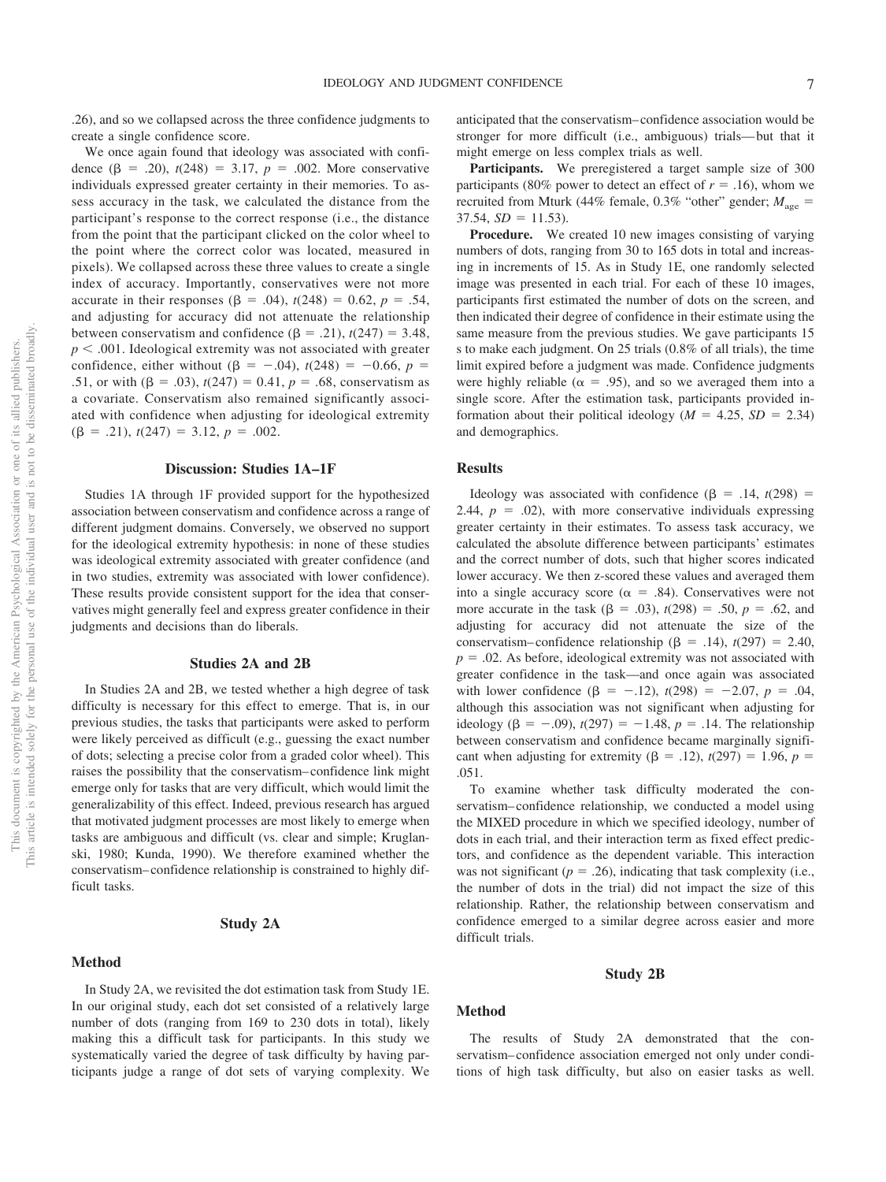.26), and so we collapsed across the three confidence judgments to create a single confidence score.

We once again found that ideology was associated with confidence ($\beta = .20$), $t(248) = 3.17$, $p = .002$. More conservative individuals expressed greater certainty in their memories. To assess accuracy in the task, we calculated the distance from the participant's response to the correct response (i.e., the distance from the point that the participant clicked on the color wheel to the point where the correct color was located, measured in pixels). We collapsed across these three values to create a single index of accuracy. Importantly, conservatives were not more accurate in their responses ($\beta = .04$), $t(248) = 0.62$, $p = .54$, and adjusting for accuracy did not attenuate the relationship between conservatism and confidence ($\beta = .21$), $t(247) = 3.48$, $p < .001$. Ideological extremity was not associated with greater confidence, either without ($\beta = -.04$), $t(248) = -0.66$, $p = .51$, or with ($\beta = .03$), $t(247) = 0.41$, $p = .68$, conservatism as a covariate. Conservatism also remained significantly associated with confidence when adjusting for ideological extremity ($\beta = .21$), $t(247) = 3.12$, $p = .002$.

## Discussion: Studies 1A–1F

Studies 1A through 1F provided support for the hypothesized association between conservatism and confidence across a range of different judgment domains. Conversely, we observed no support for the ideological extremity hypothesis: in none of these studies was ideological extremity associated with greater confidence (and in two studies, extremity was associated with lower confidence). These results provide consistent support for the idea that conservatives might generally feel and express greater confidence in their judgments and decisions than do liberals.

## Studies 2A and 2B

In Studies 2A and 2B, we tested whether a high degree of task difficulty is necessary for this effect to emerge. That is, in our previous studies, the tasks that participants were asked to perform were likely perceived as difficult (e.g., guessing the exact number of dots; selecting a precise color from a graded color wheel). This raises the possibility that the conservatism–confidence link might emerge only for tasks that are very difficult, which would limit the generalizability of this effect. Indeed, previous research has argued that motivated judgment processes are most likely to emerge when tasks are ambiguous and difficult (vs. clear and simple; Kruglanski, 1980; Kunda, 1990). We therefore examined whether the conservatism–confidence relationship is constrained to highly difficult tasks.

## Study 2A

### Method

In Study 2A, we revisited the dot estimation task from Study 1E. In our original study, each dot set consisted of a relatively large number of dots (ranging from 169 to 230 dots in total), likely making this a difficult task for participants. In this study we systematically varied the degree of task difficulty by having participants judge a range of dot sets of varying complexity. We anticipated that the conservatism–confidence association would be stronger for more difficult (i.e., ambiguous) trials—but that it might emerge on less complex trials as well.

**Participants.** We preregistered a target sample size of 300 participants (80% power to detect an effect of $r = .16$), whom we recruited from Mturk (44% female, 0.3% "other" gender; $M_{\text{age}} = 37.54$, $SD = 11.53$).

**Procedure.** We created 10 new images consisting of varying numbers of dots, ranging from 30 to 165 dots in total and increasing in increments of 15. As in Study 1E, one randomly selected image was presented in each trial. For each of these 10 images, participants first estimated the number of dots on the screen, and then indicated their degree of confidence in their estimate using the same measure from the previous studies. We gave participants 15 s to make each judgment. On 25 trials (0.8% of all trials), the time limit expired before a judgment was made. Confidence judgments were highly reliable ($\alpha = .95$), and so we averaged them into a single score. After the estimation task, participants provided information about their political ideology ($M = 4.25$, $SD = 2.34$) and demographics.

### Results

Ideology was associated with confidence ($\beta = .14$, $t(298) = 2.44$, $p = .02$), with more conservative individuals expressing greater certainty in their estimates. To assess task accuracy, we calculated the absolute difference between participants' estimates and the correct number of dots, such that higher scores indicated lower accuracy. We then z-scored these values and averaged them into a single accuracy score ($\alpha = .84$). Conservatives were not more accurate in the task ($\beta = .03$), $t(298) = .50$, $p = .62$, and adjusting for accuracy did not attenuate the size of the conservatism–confidence relationship ($\beta = .14$), $t(297) = 2.40$, $p = .02$. As before, ideological extremity was not associated with greater confidence in the task—and once again was associated with lower confidence ($\beta = -.12$), $t(298) = -2.07$, $p = .04$, although this association was not significant when adjusting for ideology ($\beta = -.09$), $t(297) = -1.48$, $p = .14$. The relationship between conservatism and confidence became marginally significant when adjusting for extremity ($\beta = .12$), $t(297) = 1.96$, $p = .051$.

To examine whether task difficulty moderated the conservatism–confidence relationship, we conducted a model using the MIXED procedure in which we specified ideology, number of dots in each trial, and their interaction term as fixed effect predictors, and confidence as the dependent variable. This interaction was not significant ($p = .26$), indicating that task complexity (i.e., the number of dots in the trial) did not impact the size of this relationship. Rather, the relationship between conservatism and confidence emerged to a similar degree across easier and more difficult trials.

## Study 2B

### Method

The results of Study 2A demonstrated that the conservatism–confidence association emerged not only under conditions of high task difficulty, but also on easier tasks as well.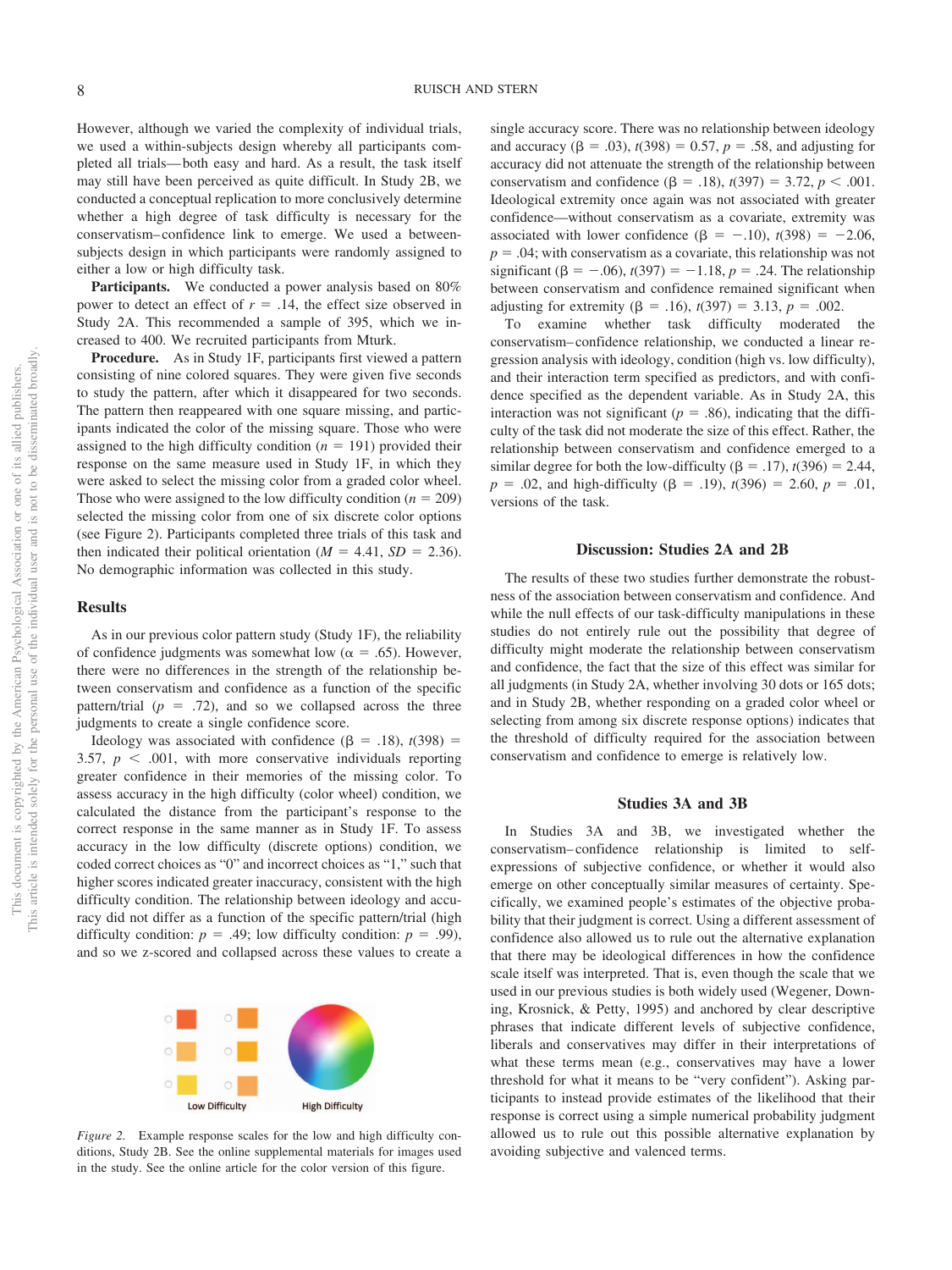However, although we varied the complexity of individual trials, we used a within-subjects design whereby all participants completed all trials—both easy and hard. As a result, the task itself may still have been perceived as quite difficult. In Study 2B, we conducted a conceptual replication to more conclusively determine whether a high degree of task difficulty is necessary for the conservatism–confidence link to emerge. We used a between-subjects design in which participants were randomly assigned to either a low or high difficulty task.

**Participants.** We conducted a power analysis based on 80% power to detect an effect of $r = .14$, the effect size observed in Study 2A. This recommended a sample of 395, which we increased to 400. We recruited participants from Mturk.

**Procedure.** As in Study 1F, participants first viewed a pattern consisting of nine colored squares. They were given five seconds to study the pattern, after which it disappeared for two seconds. The pattern then reappeared with one square missing, and participants indicated the color of the missing square. Those who were assigned to the high difficulty condition ($n = 191$) provided their response on the same measure used in Study 1F, in which they were asked to select the missing color from a graded color wheel. Those who were assigned to the low difficulty condition ($n = 209$) selected the missing color from one of six discrete color options (see Figure 2). Participants completed three trials of this task and then indicated their political orientation ($M = 4.41$, $SD = 2.36$). No demographic information was collected in this study.

## Results

As in our previous color pattern study (Study 1F), the reliability of confidence judgments was somewhat low ($\alpha = .65$). However, there were no differences in the strength of the relationship between conservatism and confidence as a function of the specific pattern/trial ($p = .72$), and so we collapsed across the three judgments to create a single confidence score.

Ideology was associated with confidence ($\beta = .18$), $t(398) = 3.57$, $p < .001$, with more conservative individuals reporting greater confidence in their memories of the missing color. To assess accuracy in the high difficulty (color wheel) condition, we calculated the distance from the participant's response to the correct response in the same manner as in Study 1F. To assess accuracy in the low difficulty (discrete options) condition, we coded correct choices as "0" and incorrect choices as "1," such that higher scores indicated greater inaccuracy, consistent with the high difficulty condition. The relationship between ideology and accuracy did not differ as a function of the specific pattern/trial (high difficulty condition: $p = .49$; low difficulty condition: $p = .99$), and so we z-scored and collapsed across these values to create a single accuracy score. There was no relationship between ideology and accuracy ($\beta = .03$), $t(398) = 0.57$, $p = .58$, and adjusting for accuracy did not attenuate the strength of the relationship between conservatism and confidence ($\beta = .18$), $t(397) = 3.72$, $p < .001$. Ideological extremity once again was not associated with greater confidence—without conservatism as a covariate, extremity was associated with lower confidence ($\beta = -.10$), $t(398) = -2.06$, $p = .04$; with conservatism as a covariate, this relationship was not significant ($\beta = -.06$), $t(397) = -1.18$, $p = .24$. The relationship between conservatism and confidence remained significant when adjusting for extremity ($\beta = .16$), $t(397) = 3.13$, $p = .002$.

To examine whether task difficulty moderated the conservatism–confidence relationship, we conducted a linear regression analysis with ideology, condition (high vs. low difficulty), and their interaction term specified as predictors, and with confidence specified as the dependent variable. As in Study 2A, this interaction was not significant ($p = .86$), indicating that the difficulty of the task did not moderate the size of this effect. Rather, the relationship between conservatism and confidence emerged to a similar degree for both the low-difficulty ($\beta = .17$), $t(396) = 2.44$, $p = .02$, and high-difficulty ($\beta = .19$), $t(396) = 2.60$, $p = .01$, versions of the task.

*Figure 2.* Example response scales for the low and high difficulty conditions, Study 2B. See the online supplemental materials for images used in the study. See the online article for the color version of this figure.

## Discussion: Studies 2A and 2B

The results of these two studies further demonstrate the robustness of the association between conservatism and confidence. And while the null effects of our task-difficulty manipulations in these studies do not entirely rule out the possibility that degree of difficulty might moderate the relationship between conservatism and confidence, the fact that the size of this effect was similar for all judgments (in Study 2A, whether involving 30 dots or 165 dots; and in Study 2B, whether responding on a graded color wheel or selecting from among six discrete response options) indicates that the threshold of difficulty required for the association between conservatism and confidence to emerge is relatively low.

## Studies 3A and 3B

In Studies 3A and 3B, we investigated whether the conservatism–confidence relationship is limited to self-expressions of subjective confidence, or whether it would also emerge on other conceptually similar measures of confidence. Specifically, we examined people's estimates of the objective probability that their judgment is correct. Using a different assessment of confidence also allowed us to rule out the alternative explanation that there may be ideological differences in how the confidence scale itself was interpreted. That is, even though the scale that we used in our previous studies is both widely used (Wegener, Downing, Krosnick, & Petty, 1995) and anchored by clear descriptive phrases that indicate different levels of subjective confidence, liberals and conservatives may differ in their interpretations of what these terms mean (e.g., conservatives may have a lower threshold for what it means to be "very confident"). Asking participants to instead provide estimates of the likelihood that their response is correct using a simple numerical probability judgment allowed us to rule out this possible alternative explanation by avoiding subjective and valenced terms.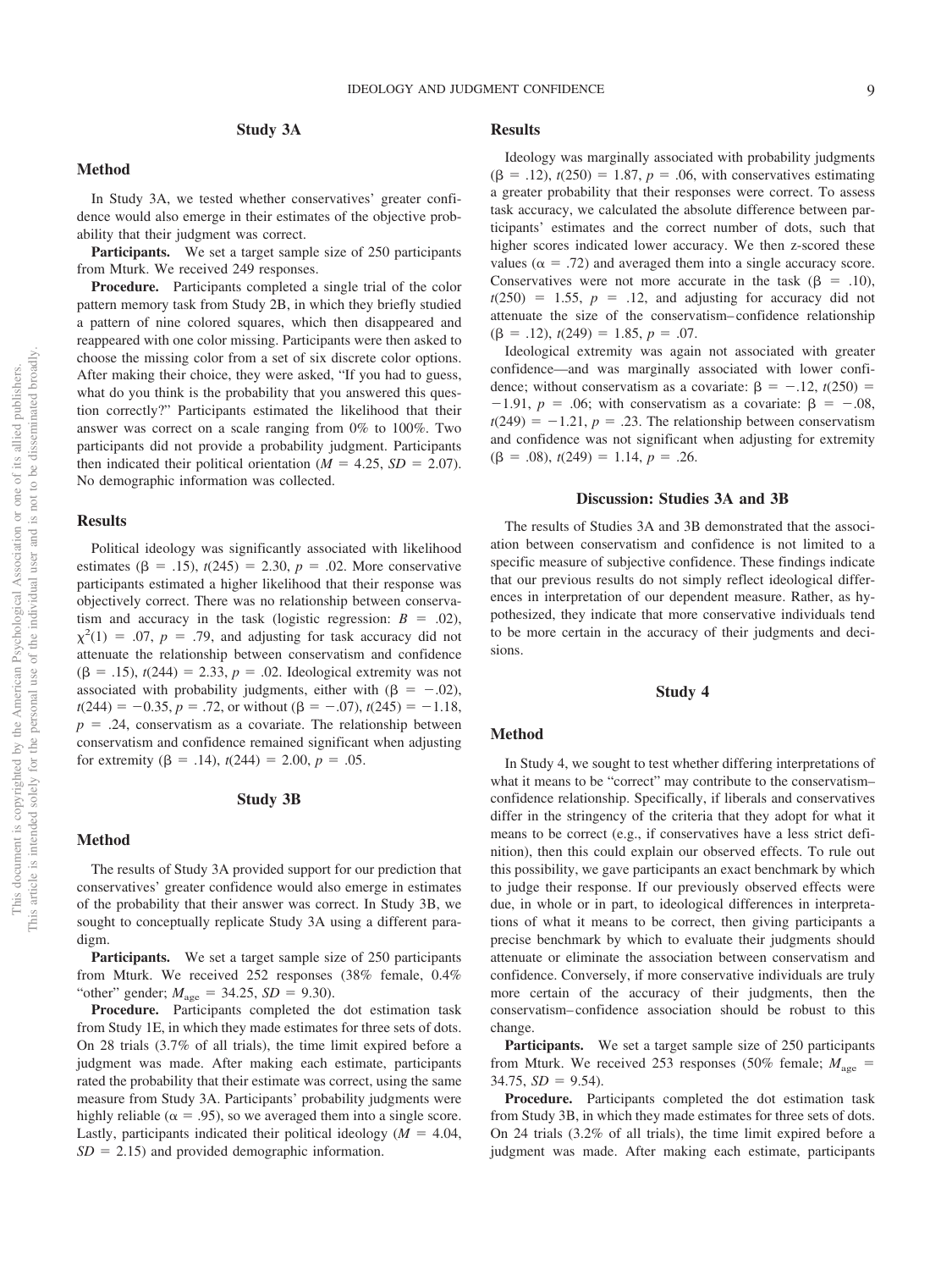## Study 3A

### Method

In Study 3A, we tested whether conservatives' greater confidence would also emerge in their estimates of the objective probability that their judgment was correct.

**Participants.** We set a target sample size of 250 participants from Mturk. We received 249 responses.

**Procedure.** Participants completed a single trial of the color pattern memory task from Study 2B, in which they briefly studied a pattern of nine colored squares, which then disappeared and reappeared with one color missing. Participants were then asked to choose the missing color from a set of six discrete color options. After making their choice, they were asked, "If you had to guess, what do you think is the probability that you answered this question correctly?" Participants estimated the likelihood that their answer was correct on a scale ranging from 0% to 100%. Two participants did not provide a probability judgment. Participants then indicated their political orientation ($M = 4.25$, $SD = 2.07$). No demographic information was collected.

### Results

Political ideology was significantly associated with likelihood estimates ($\beta = .15$), $t(245) = 2.30$, $p = .02$. More conservative participants estimated a higher likelihood that their response was objectively correct. There was no relationship between conservatism and accuracy in the task (logistic regression: $B = .02$), $\chi^2(1) = .07$, $p = .79$, and adjusting for task accuracy did not attenuate the relationship between conservatism and confidence ($\beta = .15$), $t(244) = 2.33$, $p = .02$. Ideological extremity was not associated with probability judgments, either with ($\beta = -.02$), $t(244) = -0.35$, $p = .72$, or without ($\beta = -.07$), $t(245) = -1.18$, $p = .24$, conservatism as a covariate. The relationship between conservatism and confidence remained significant when adjusting for extremity ($\beta = .14$), $t(244) = 2.00$, $p = .05$.

## Study 3B

### Method

The results of Study 3A provided support for our prediction that conservatives' greater confidence would also emerge in estimates of the probability that their answer was correct. In Study 3B, we sought to conceptually replicate Study 3A using a different paradigm.

**Participants.** We set a target sample size of 250 participants from Mturk. We received 252 responses (38% female, 0.4% "other" gender; $M_{age} = 34.25$, $SD = 9.30$).

**Procedure.** Participants completed the dot estimation task from Study 1E, in which they made estimates for three sets of dots. On 28 trials (3.7% of all trials), the time limit expired before a judgment was made. After making each estimate, participants rated the probability that their estimate was correct, using the same measure from Study 3A. Participants' probability judgments were highly reliable ($\alpha = .95$), so we averaged them into a single score. Lastly, participants indicated their political ideology ($M = 4.04$, $SD = 2.15$) and provided demographic information.

### Results

Ideology was marginally associated with probability judgments ($\beta = .12$), $t(250) = 1.87$, $p = .06$, with conservatives estimating a greater probability that their responses were correct. To assess task accuracy, we calculated the absolute difference between participants' estimates and the correct number of dots, such that higher scores indicated lower accuracy. We then z-scored these values ($\alpha = .72$) and averaged them into a single accuracy score. Conservatives were not more accurate in the task ($\beta = .10$), $t(250) = 1.55$, $p = .12$, and adjusting for accuracy did not attenuate the size of the conservatism–confidence relationship ($\beta = .12$), $t(249) = 1.85$, $p = .07$.

Ideological extremity was again not associated with greater confidence—and was marginally associated with lower confidence; without conservatism as a covariate: $\beta = -.12$, $t(250) = -1.91$, $p = .06$; with conservatism as a covariate: $\beta = -.08$, $t(249) = -1.21$, $p = .23$. The relationship between conservatism and confidence was not significant when adjusting for extremity ($\beta = .08$), $t(249) = 1.14$, $p = .26$.

## Discussion: Studies 3A and 3B

The results of Studies 3A and 3B demonstrated that the association between conservatism and confidence is not limited to a specific measure of subjective confidence. These findings indicate that our previous results do not simply reflect ideological differences in interpretation of our dependent measure. Rather, as hypothesized, they indicate that more conservative individuals tend to be more certain in the accuracy of their judgments and decisions.

## Study 4

### Method

In Study 4, we sought to test whether differing interpretations of what it means to be "correct" may contribute to the conservatism–confidence relationship. Specifically, if liberals and conservatives differ in the stringency of the criteria that they adopt for what it means to be correct (e.g., if conservatives have a less strict definition), then this could explain our observed effects. To rule out this possibility, we gave participants an exact benchmark by which to judge their response. If our previously observed effects were due, in whole or in part, to ideological differences in interpretations of what it means to be correct, then giving participants a precise benchmark by which to evaluate their judgments should attenuate or eliminate the association between conservatism and confidence. Conversely, if more conservative individuals are truly more certain of the accuracy of their judgments, then the conservatism–confidence association should be robust to this change.

**Participants.** We set a target sample size of 250 participants from Mturk. We received 253 responses (50% female; $M_{age} = 34.75$, $SD = 9.54$).

**Procedure.** Participants completed the dot estimation task from Study 3B, in which they made estimates for three sets of dots. On 24 trials (3.2% of all trials), the time limit expired before a judgment was made. After making each estimate, participants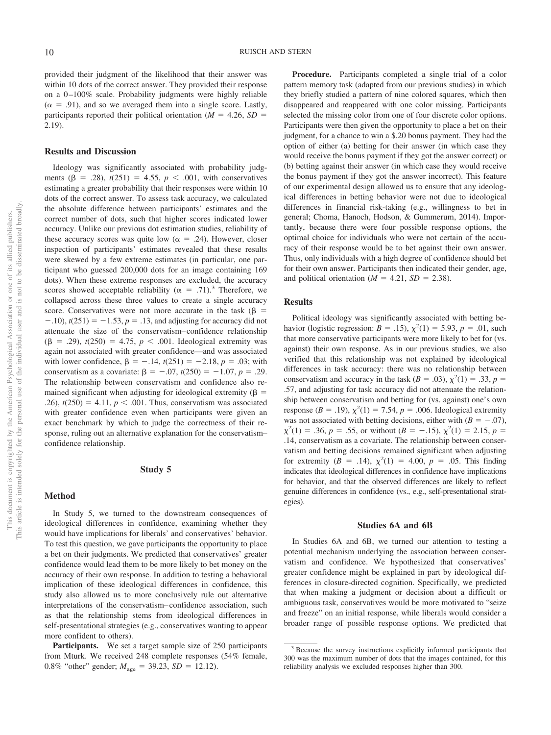provided their judgment of the likelihood that their answer was within 10 dots of the correct answer. They provided their response on a 0–100% scale. Probability judgments were highly reliable ($\alpha = .91$), and so we averaged them into a single score. Lastly, participants reported their political orientation ($M = 4.26$, $SD = 2.19$).

## Results and Discussion

Ideology was significantly associated with probability judgments ($\beta = .28$), $t(251) = 4.55$, $p < .001$, with conservatives estimating a greater probability that their responses were within 10 dots of the correct answer. To assess task accuracy, we calculated the absolute difference between participants' estimates and the correct number of dots, such that higher scores indicated lower accuracy. Unlike our previous dot estimation studies, reliability of these accuracy scores was quite low ($\alpha = .24$). However, closer inspection of participants' estimates revealed that these results were skewed by a few extreme estimates (in particular, one participant who guessed 200,000 dots for an image containing 169 dots). When these extreme responses are excluded, the accuracy scores showed acceptable reliability ($\alpha = .71$).[3] Therefore, we collapsed across these three values to create a single accuracy score. Conservatives were not more accurate in the task ($\beta = -.10$), $t(251) = -1.53$, $p = .13$, and adjusting for accuracy did not attenuate the size of the conservatism–confidence relationship ($\beta = .29$), $t(250) = 4.75$, $p < .001$. Ideological extremity was again not associated with greater confidence—and was associated with lower confidence, $\beta = -.14$, $t(251) = -2.18$, $p = .03$; with conservatism as a covariate: $\beta = -.07$, $t(250) = -1.07$, $p = .29$. The relationship between conservatism and confidence also remained significant when adjusting for ideological extremity ($\beta = .26$), $t(250) = 4.11$, $p < .001$. Thus, conservatism was associated with greater confidence even when participants were given an exact benchmark by which to judge the correctness of their response, ruling out an alternative explanation for the conservatism–confidence relationship.

# Study 5

## Method

In Study 5, we turned to the downstream consequences of ideological differences in confidence, examining whether they would have implications for liberals' and conservatives' behavior. To test this question, we gave participants the opportunity to place a bet on their judgments. We predicted that conservatives' greater confidence would lead them to be more likely to bet money on the accuracy of their own response. In addition to testing a behavioral implication of these ideological differences in confidence, this study also allowed us to more conclusively rule out alternative interpretations of the conservatism–confidence association, such as that the relationship stems from ideological differences in self-presentational strategies (e.g., conservatives wanting to appear more confident to others).

**Participants.** We set a target sample size of 250 participants from Mturk. We received 248 complete responses (54% female, 0.8% "other" gender; $M_{age} = 39.23$, $SD = 12.12$).

**Procedure.** Participants completed a single trial of a color pattern memory task (adapted from our previous studies) in which they briefly studied a pattern of nine colored squares, which then disappeared and reappeared with one color missing. Participants selected the missing color from one of four discrete color options. Participants were then given the opportunity to place a bet on their judgment, for a chance to win a $.20 bonus payment. They had the option of either (a) betting for their answer (in which case they would receive the bonus payment if they got the answer correct) or (b) betting against their answer (in which case they would receive the bonus payment if they got the answer incorrect). This feature of our experimental design allowed us to ensure that any ideological differences in betting behavior were not due to ideological differences in financial risk-taking (e.g., willingness to bet in general; Choma, Hanoch, Hodson, & Gummerum, 2014). Importantly, because there were four possible response options, the optimal choice for individuals who were not certain of the accuracy of their response would be to bet against their own answer. Thus, only individuals with a high degree of confidence should bet for their own answer. Participants then indicated their gender, age, and political orientation ($M = 4.21$, $SD = 2.38$).

## Results

Political ideology was significantly associated with betting behavior (logistic regression: $B = .15$), $\chi^2(1) = 5.93$, $p = .01$, such that more conservative participants were more likely to bet for (vs. against) their own response. As in our previous studies, we also verified that this relationship was not explained by ideological differences in task accuracy: there was no relationship between conservatism and accuracy in the task ($B = .03$), $\chi^2(1) = .33$, $p = .57$, and adjusting for task accuracy did not attenuate the relationship between conservatism and betting for (vs. against) one's own response ($B = .19$), $\chi^2(1) = 7.54$, $p = .006$. Ideological extremity was not associated with betting decisions, either with ($B = -.07$), $\chi^2(1) = .36$, $p = .55$, or without ($B = -.15$), $\chi^2(1) = 2.15$, $p = .14$, conservatism as a covariate. The relationship between conservatism and betting decisions remained significant when adjusting for extremity ($B = .14$), $\chi^2(1) = 4.00$, $p = .05$. This finding indicates that ideological differences in confidence have implications for behavior, and that the observed differences are likely to reflect genuine differences in confidence (vs., e.g., self-presentational strategies).

# Studies 6A and 6B

In Studies 6A and 6B, we turned our attention to testing a potential mechanism underlying the association between conservatism and confidence. We hypothesized that conservatives' greater confidence might be explained in part by ideological differences in closure-directed cognition. Specifically, we predicted that when making a judgment or decision about a difficult or ambiguous task, conservatives would be more motivated to "seize and freeze" on an initial response, while liberals would consider a broader range of possible response options. We predicted that

---

[3] Because the survey instructions explicitly informed participants that 300 was the maximum number of dots that the images contained, for this reliability analysis we excluded responses higher than 300.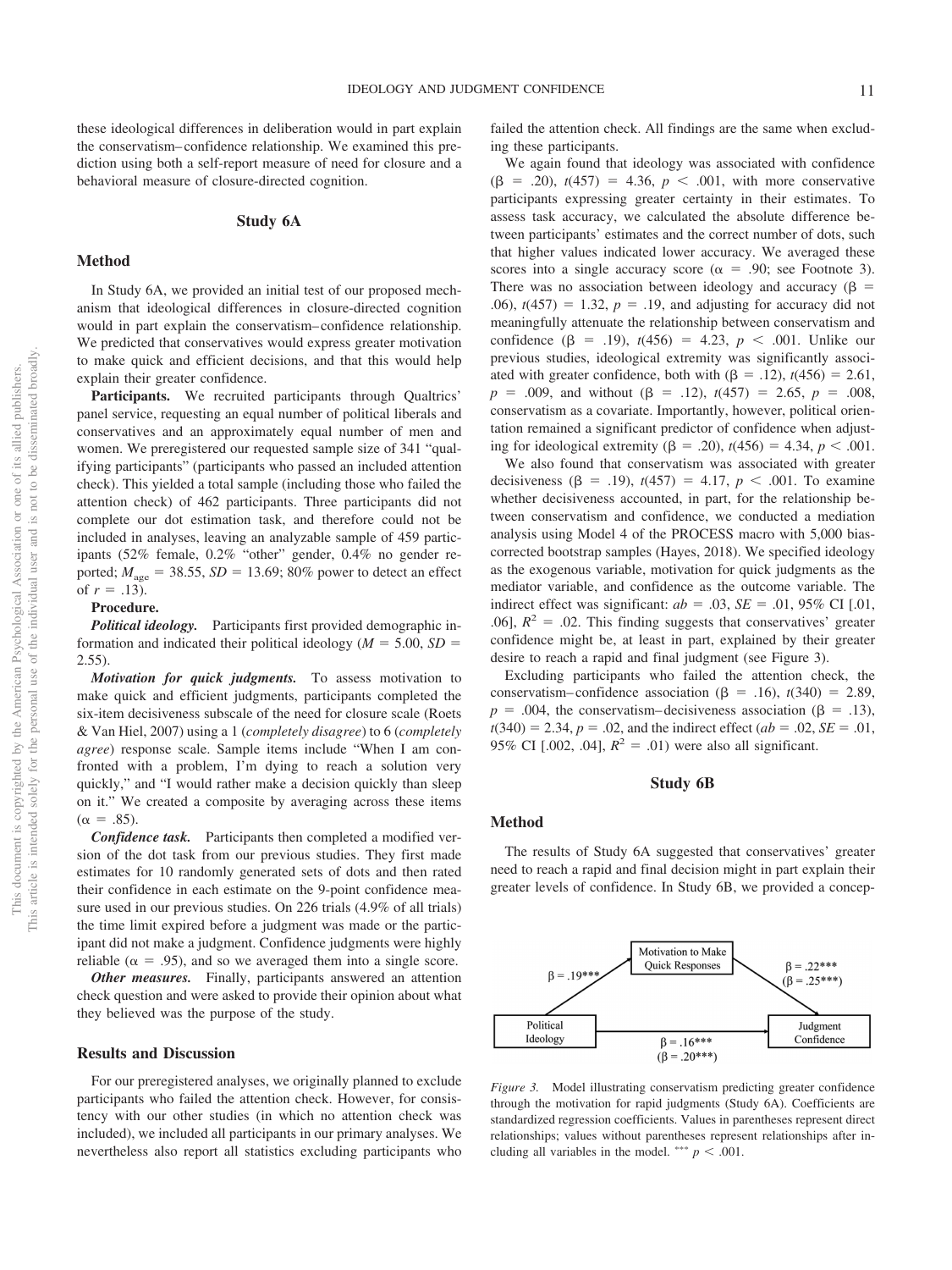these ideological differences in deliberation would in part explain the conservatism–confidence relationship. We examined this prediction using both a self-report measure of need for closure and a behavioral measure of closure-directed cognition.

## Study 6A

### Method

In Study 6A, we provided an initial test of our proposed mechanism that ideological differences in closure-directed cognition would in part explain the conservatism–confidence relationship. We predicted that conservatives would express greater motivation to make quick and efficient decisions, and that this would help explain their greater confidence.

**Participants.** We recruited participants through Qualtrics' panel service, requesting an equal number of political liberals and conservatives and an approximately equal number of men and women. We preregistered our requested sample size of 341 "qualifying participants" (participants who passed an included attention check). This yielded a total sample (including those who failed the attention check) of 462 participants. Three participants did not complete our dot estimation task, and therefore could not be included in analyses, leaving an analyzable sample of 459 participants (52% female, 0.2% "other" gender, 0.4% no gender reported; $M_{age} = 38.55$, $SD = 13.69$; 80% power to detect an effect of $r = .13$).

**Procedure.**

***Political ideology.*** Participants first provided demographic information and indicated their political ideology ($M = 5.00$, $SD = 2.55$).

***Motivation for quick judgments.*** To assess motivation to make quick and efficient judgments, participants completed the six-item decisiveness subscale of the need for closure scale (Roets & Van Hiel, 2007) using a 1 (*completely disagree*) to 6 (*completely agree*) response scale. Sample items include "When I am confronted with a problem, I'm dying to reach a solution very quickly," and "I would rather make a decision quickly than sleep on it." We created a composite by averaging across these items ($\alpha = .85$).

***Confidence task.*** Participants then completed a modified version of the dot task from our previous studies. They first made estimates for 10 randomly generated sets of dots and then rated their confidence in each estimate on the 9-point confidence measure used in our previous studies. On 226 trials (4.9% of all trials) the time limit expired before a judgment was made or the participant did not make a judgment. Confidence judgments were highly reliable ($\alpha = .95$), and so we averaged them into a single score.

***Other measures.*** Finally, participants answered an attention check question and were asked to provide their opinion about what they believed was the purpose of the study.

### Results and Discussion

For our preregistered analyses, we originally planned to exclude participants who failed the attention check. However, for consistency with our other studies (in which no attention check was included), we included all participants in our primary analyses. We nevertheless also report all statistics excluding participants who failed the attention check. All findings are the same when excluding these participants.

We again found that ideology was associated with confidence ($\beta = .20$), $t(457) = 4.36$, $p < .001$, with more conservative participants expressing greater certainty in their estimates. To assess task accuracy, we calculated the absolute difference between participants' estimates and the correct number of dots, such that higher values indicated lower accuracy. We averaged these scores into a single accuracy score ($\alpha = .90$; see Footnote 3). There was no association between ideology and accuracy ($\beta = .06$), $t(457) = 1.32$, $p = .19$, and adjusting for accuracy did not meaningfully attenuate the relationship between conservatism and confidence ($\beta = .19$), $t(456) = 4.23$, $p < .001$. Unlike our previous studies, ideological extremity was significantly associated with greater confidence, both with ($\beta = .12$), $t(456) = 2.61$, $p = .009$, and without ($\beta = .12$), $t(457) = 2.65$, $p = .008$, conservatism as a covariate. Importantly, however, political orientation remained a significant predictor of confidence when adjusting for ideological extremity ($\beta = .20$), $t(456) = 4.34$, $p < .001$.

We also found that conservatism was associated with greater decisiveness ($\beta = .19$), $t(457) = 4.17$, $p < .001$. To examine whether decisiveness accounted, in part, for the relationship between conservatism and confidence, we conducted a mediation analysis using Model 4 of the PROCESS macro with 5,000 bias-corrected bootstrap samples (Hayes, 2018). We specified ideology as the exogenous variable, motivation for quick judgments as the mediator variable, and confidence as the outcome variable. The indirect effect was significant: $ab = .03$, $SE = .01$, 95% CI [.01, .06], $R^2 = .02$. This finding suggests that conservatives' greater confidence might be, at least in part, explained by their greater desire to reach a rapid and final judgment (see Figure 3).

Excluding participants who failed the attention check, the conservatism–confidence association ($\beta = .16$), $t(340) = 2.89$, $p = .004$, the conservatism–decisiveness association ($\beta = .13$), $t(340) = 2.34$, $p = .02$, and the indirect effect ($ab = .02$, $SE = .01$, 95% CI [.002, .04], $R^2 = .01$) were also all significant.

## Study 6B

### Method

The results of Study 6A suggested that conservatives' greater need to reach a rapid and final decision might in part explain their greater levels of confidence. In Study 6B, we provided a concep-

*Figure 3.* Model illustrating conservatism predicting greater confidence through the motivation for rapid judgments (Study 6A). Coefficients are standardized regression coefficients. Values in parentheses represent direct relationships; values without parentheses represent relationships after including all variables in the model. *** $p < .001$.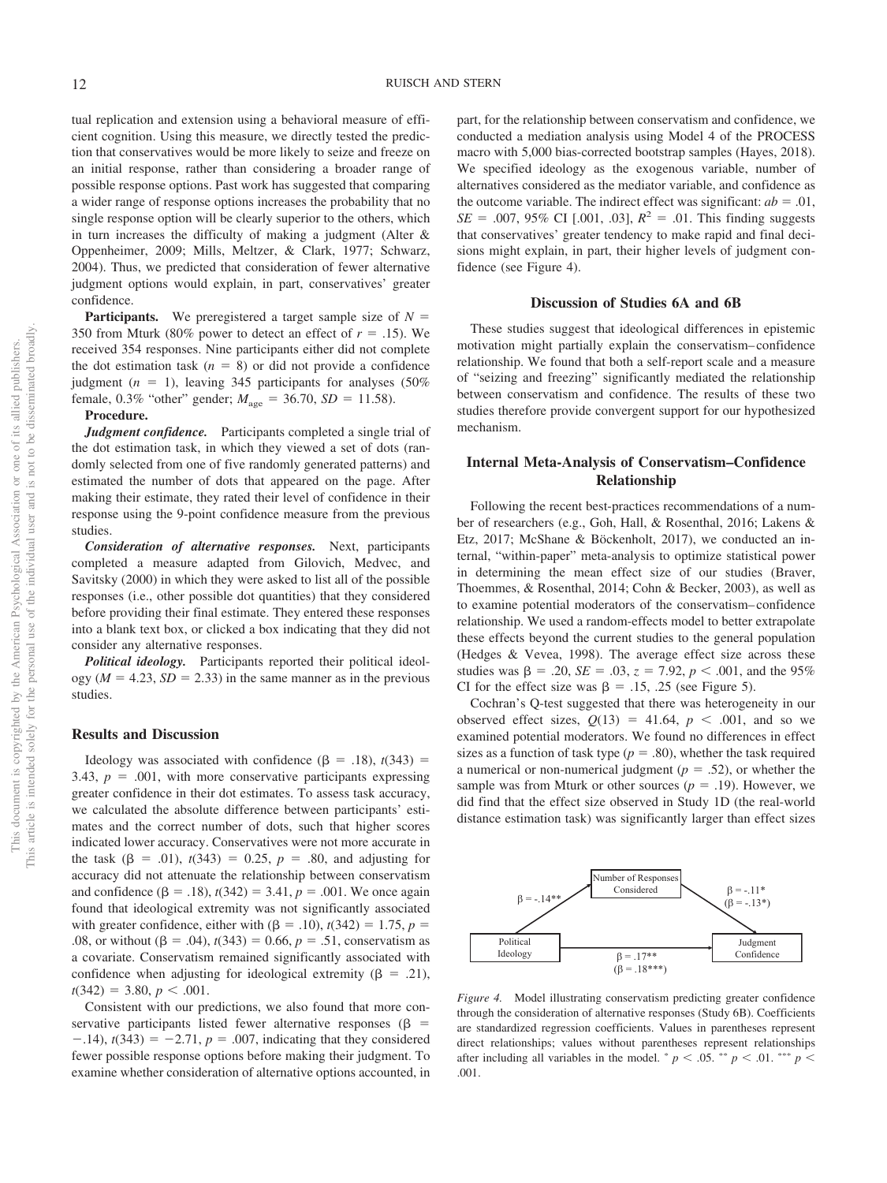tual replication and extension using a behavioral measure of efficient cognition. Using this measure, we directly tested the prediction that conservatives would be more likely to seize and freeze on an initial response, rather than considering a broader range of possible response options. Past work has suggested that comparing a wider range of response options increases the probability that no single response option will be clearly superior to the others, which in turn increases the difficulty of making a judgment (Alter & Oppenheimer, 2009; Mills, Meltzer, & Clark, 1977; Schwarz, 2004). Thus, we predicted that consideration of fewer alternative judgment options would explain, in part, conservatives' greater confidence.

**Participants.** We preregistered a target sample size of $N = 350$ from Mturk (80% power to detect an effect of $r = .15$). We received 354 responses. Nine participants either did not complete the dot estimation task ($n = 8$) or did not provide a confidence judgment ($n = 1$), leaving 345 participants for analyses (50% female, 0.3% "other" gender; $M_{age} = 36.70$, $SD = 11.58$).

**Procedure.**

***Judgment confidence.*** Participants completed a single trial of the dot estimation task, in which they viewed a set of dots (randomly selected from one of five randomly generated patterns) and estimated the number of dots that appeared on the page. After making their estimate, they rated their level of confidence in their response using the 9-point confidence measure from the previous studies.

***Consideration of alternative responses.*** Next, participants completed a measure adapted from Gilovich, Medvec, and Savitsky (2000) in which they were asked to list all of the possible responses (i.e., other possible dot quantities) that they considered before providing their final estimate. They entered these responses into a blank text box, or clicked a box indicating that they did not consider any alternative responses.

***Political ideology.*** Participants reported their political ideology ($M = 4.23$, $SD = 2.33$) in the same manner as in the previous studies.

### Results and Discussion

Ideology was associated with confidence ($\beta = .18$), $t(343) = 3.43$, $p = .001$, with more conservative participants expressing greater confidence in their dot estimates. To assess task accuracy, we calculated the absolute difference between participants' estimates and the correct number of dots, such that higher scores indicated lower accuracy. Conservatives were not more accurate in the task ($\beta = .01$), $t(343) = 0.25$, $p = .80$, and adjusting for accuracy did not attenuate the relationship between conservatism and confidence ($\beta = .18$), $t(342) = 3.41$, $p = .001$. We once again found that ideological extremity was not significantly associated with greater confidence, either with ($\beta = .10$), $t(342) = 1.75$, $p = .08$, or without ($\beta = .04$), $t(343) = 0.66$, $p = .51$, conservatism as a covariate. Conservatism remained significantly associated with confidence when adjusting for ideological extremity ($\beta = .21$), $t(342) = 3.80$, $p < .001$.

Consistent with our predictions, we also found that more conservative participants listed fewer alternative responses ($\beta = -.14$), $t(343) = -2.71$, $p = .007$, indicating that they considered fewer possible response options before making their judgment. To examine whether consideration of alternative options accounted, in part, for the relationship between conservatism and confidence, we conducted a mediation analysis using Model 4 of the PROCESS macro with 5,000 bias-corrected bootstrap samples (Hayes, 2018). We specified ideology as the exogenous variable, number of alternatives considered as the mediator variable, and confidence as the outcome variable. The indirect effect was significant: $ab = .01$, $SE = .007$, 95% CI [.001, .03], $R^2 = .01$. This finding suggests that conservatives' greater tendency to make rapid and final decisions might explain, in part, their higher levels of judgment confidence (see Figure 4).

## Discussion of Studies 6A and 6B

These studies suggest that ideological differences in epistemic motivation might partially explain the conservatism–confidence relationship. We found that both a self-report scale and a measure of "seizing and freezing" significantly mediated the relationship between conservatism and confidence. The results of these two studies therefore provide convergent support for our hypothesized mechanism.

## Internal Meta-Analysis of Conservatism–Confidence Relationship

Following the recent best-practices recommendations of a number of researchers (e.g., Goh, Hall, & Rosenthal, 2016; Lakens & Etz, 2017; McShane & Böckenholt, 2017), we conducted an internal, "within-paper" meta-analysis to optimize statistical power in determining the mean effect size of our studies (Braver, Thoemmes, & Rosenthal, 2014; Cohn & Becker, 2003), as well as to examine potential moderators of the conservatism–confidence relationship. We used a random-effects model to better extrapolate these effects beyond the current studies to the general population (Hedges & Vevea, 1998). The average effect size across these studies was $\beta = .20$, $SE = .03$, $z = 7.92$, $p < .001$, and the 95% CI for the effect size was $\beta = .15$, .25 (see Figure 5).

Cochran's Q-test suggested that there was heterogeneity in our observed effect sizes, $Q(13) = 41.64$, $p < .001$, and so we examined potential moderators. We found no differences in effect sizes as a function of task type ($p = .80$), whether the task required a numerical or non-numerical judgment ($p = .52$), or whether the sample was from Mturk or other sources ($p = .19$). However, we did find that the effect size observed in Study 1D (the real-world distance estimation task) was significantly larger than effect sizes

Number of Responses Considered; Political Ideology; Judgment Confidence; $\beta = -.14^{**}$; $\beta = -.11^{*}$ ($\beta = -.13^{*}$); $\beta = .17^{**}$ ($\beta = .18^{***}$)

*Figure 4.* Model illustrating conservatism predicting greater confidence through the consideration of alternative responses (Study 6B). Coefficients are standardized regression coefficients. Values in parentheses represent direct relationships; values without parentheses represent relationships after including all variables in the model. * $p < .05$. ** $p < .01$. *** $p < .001$.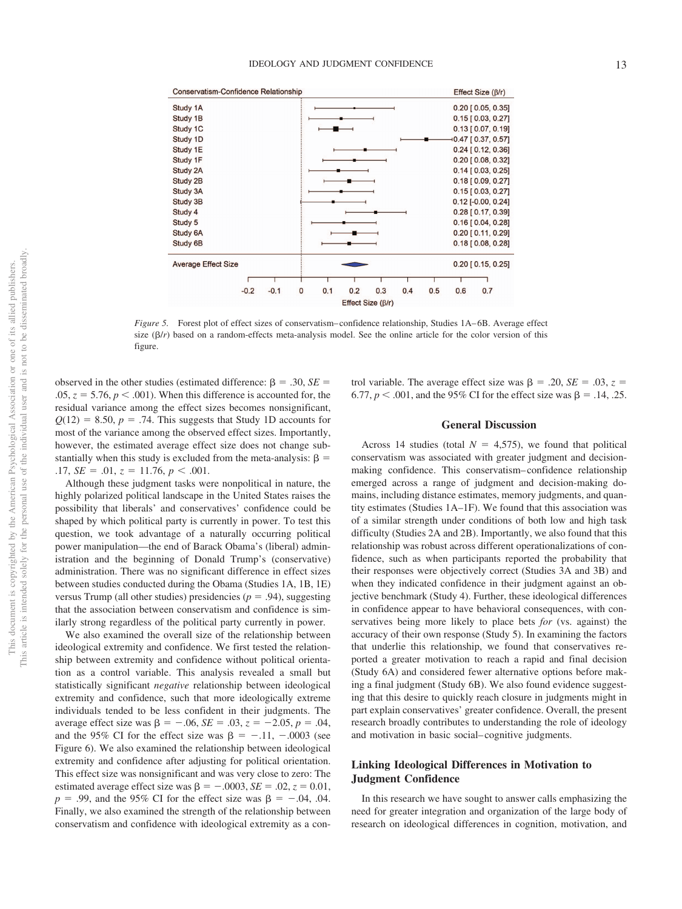*Figure 5.* Forest plot of effect sizes of conservatism–confidence relationship, Studies 1A–6B. Average effect size (β/*r*) based on a random-effects meta-analysis model. See the online article for the color version of this figure.

observed in the other studies (estimated difference: $\beta = .30$, $SE = .05$, $z = 5.76$, $p < .001$). When this difference is accounted for, the residual variance among the effect sizes becomes nonsignificant, $Q(12) = 8.50$, $p = .74$. This suggests that Study 1D accounts for most of the variance among the observed effect sizes. Importantly, however, the estimated average effect size does not change substantially when this study is excluded from the meta-analysis: $\beta = .17$, $SE = .01$, $z = 11.76$, $p < .001$.

Although these judgment tasks were nonpolitical in nature, the highly polarized political landscape in the United States raises the possibility that liberals' and conservatives' confidence could be shaped by which political party is currently in power. To test this question, we took advantage of a naturally occurring political power manipulation—the end of Barack Obama's (liberal) administration and the beginning of Donald Trump's (conservative) administration. There was no significant difference in effect sizes between studies conducted during the Obama (Studies 1A, 1B, 1E) versus Trump (all other studies) presidencies ($p = .94$), suggesting that the association between conservatism and confidence is similarly strong regardless of the political party currently in power.

We also examined the overall size of the relationship between ideological extremity and confidence. We first tested the relationship between extremity and confidence without political orientation as a control variable. This analysis revealed a small but statistically significant *negative* relationship between ideological extremity and confidence, such that more ideologically extreme individuals tended to be less confident in their judgments. The average effect size was $\beta = -.06$, $SE = .03$, $z = -2.05$, $p = .04$, and the 95% CI for the effect size was $\beta = -.11$, $-.0003$ (see Figure 6). We also examined the relationship between ideological extremity and confidence after adjusting for political orientation. This effect size was nonsignificant and was very close to zero: The estimated average effect size was $\beta = -.0003$, $SE = .02$, $z = 0.01$, $p = .99$, and the 95% CI for the effect size was $\beta = -.04$, $.04$. Finally, we also examined the strength of the relationship between conservatism and confidence with ideological extremity as a control variable. The average effect size was $\beta = .20$, $SE = .03$, $z = 6.77$, $p < .001$, and the 95% CI for the effect size was $\beta = .14$, $.25$.

## General Discussion

Across 14 studies (total $N = 4{,}575$), we found that political conservatism was associated with greater judgment and decision-making confidence. This conservatism–confidence relationship emerged across a range of judgment and decision-making domains, including distance estimates, memory judgments, and quantity estimates (Studies 1A–1F). We found that this association was of a similar strength under conditions of both low and high task difficulty (Studies 2A and 2B). Importantly, we also found that this relationship was robust across different operationalizations of confidence, such as when participants reported the probability that their responses were objectively correct (Studies 3A and 3B) and when they indicated confidence in their judgment against an objective benchmark (Study 4). Further, these ideological differences in confidence appear to have behavioral consequences, with conservatives being more likely to place bets *for* (vs. against) the accuracy of their own response (Study 5). In examining the factors that underlie this relationship, we found that conservatives reported a greater motivation to reach a rapid and final decision (Study 6A) and considered fewer alternative options before making a final judgment (Study 6B). We also found evidence suggesting that this desire to quickly reach closure in judgments might in part explain conservatives' greater confidence. Overall, the present research broadly contributes to understanding the role of ideology and motivation in basic social–cognitive judgments.

### Linking Ideological Differences in Motivation to Judgment Confidence

In this research we have sought to answer calls emphasizing the need for greater integration and organization of the large body of research on ideological differences in cognition, motivation, and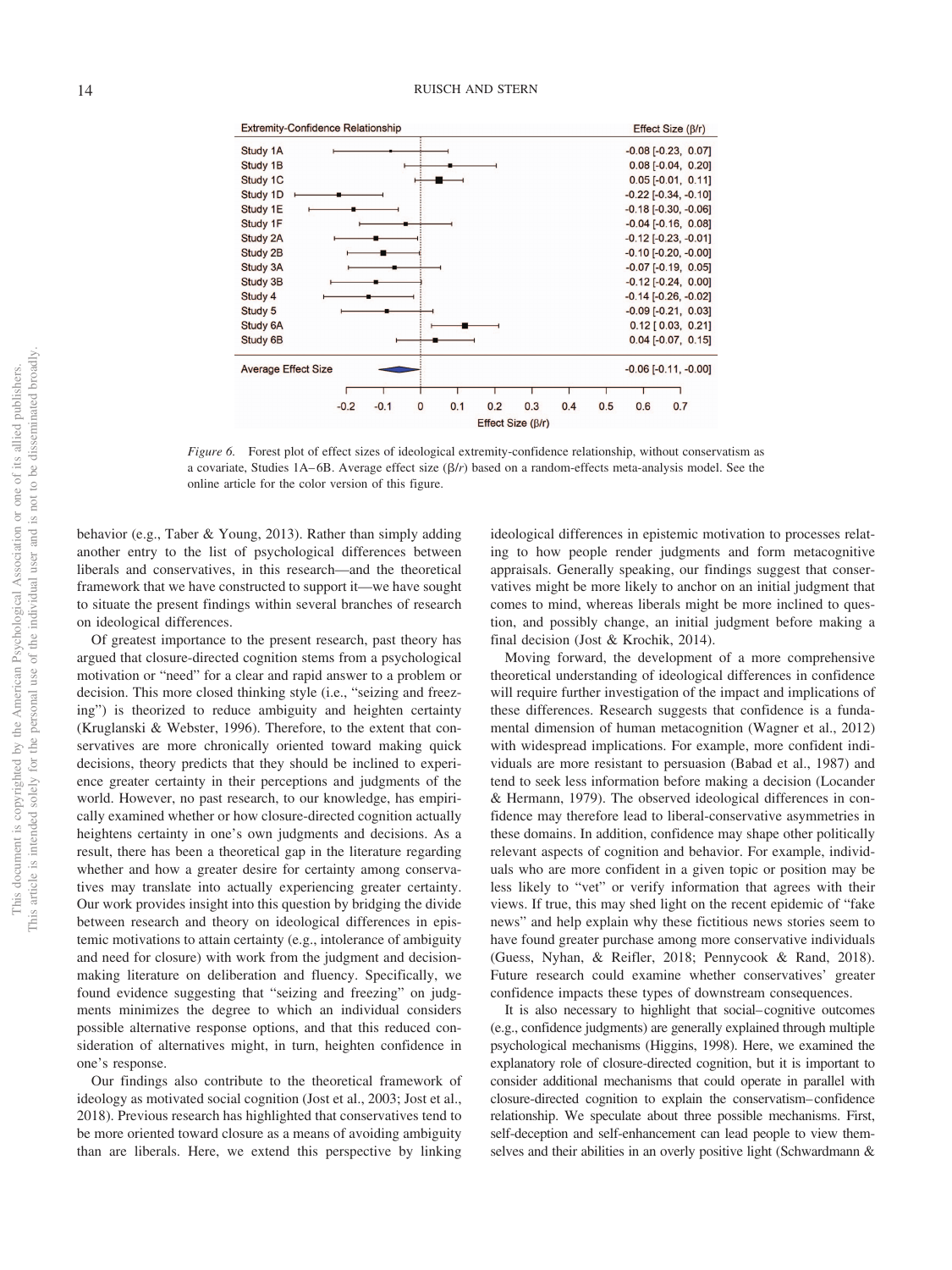| Extremity-Confidence Relationship | Effect Size (β/r) |
|---|---|
| Study 1A | -0.08 [-0.23, 0.07] |
| Study 1B | 0.08 [-0.04, 0.20] |
| Study 1C | 0.05 [-0.01, 0.11] |
| Study 1D | -0.22 [-0.34, -0.10] |
| Study 1E | -0.18 [-0.30, -0.06] |
| Study 1F | -0.04 [-0.16, 0.08] |
| Study 2A | -0.12 [-0.23, -0.01] |
| Study 2B | -0.10 [-0.20, -0.00] |
| Study 3A | -0.07 [-0.19, 0.05] |
| Study 3B | -0.12 [-0.24, 0.00] |
| Study 4 | -0.14 [-0.26, -0.02] |
| Study 5 | -0.09 [-0.21, 0.03] |
| Study 6A | 0.12 [ 0.03, 0.21] |
| Study 6B | 0.04 [-0.07, 0.15] |
| Average Effect Size | -0.06 [-0.11, -0.00] |

*Figure 6.* Forest plot of effect sizes of ideological extremity-confidence relationship, without conservatism as a covariate, Studies 1A–6B. Average effect size (β/*r*) based on a random-effects meta-analysis model. See the online article for the color version of this figure.

behavior (e.g., Taber & Young, 2013). Rather than simply adding another entry to the list of psychological differences between liberals and conservatives, in this research—and the theoretical framework that we have constructed to support it—we have sought to situate the present findings within several branches of research on ideological differences.

Of greatest importance to the present research, past theory has argued that closure-directed cognition stems from a psychological motivation or "need" for a clear and rapid answer to a problem or decision. This more closed thinking style (i.e., "seizing and freezing") is theorized to reduce ambiguity and heighten certainty (Kruglanski & Webster, 1996). Therefore, to the extent that conservatives are more chronically oriented toward making quick decisions, theory predicts that they should be inclined to experience greater certainty in their perceptions and judgments of the world. However, no past research, to our knowledge, has empirically examined whether or how closure-directed cognition actually heightens certainty in one's own judgments and decisions. As a result, there has been a theoretical gap in the literature regarding whether and how a greater desire for certainty among conservatives may translate into actually experiencing greater certainty. Our work provides insight into this question by bridging the divide between research and theory on ideological differences in epistemic motivations to attain certainty (e.g., intolerance of ambiguity and need for closure) with work from the judgment and decision-making literature on deliberation and fluency. Specifically, we found evidence suggesting that "seizing and freezing" on judgments minimizes the degree to which an individual considers possible alternative response options, and that this reduced consideration of alternatives might, in turn, heighten confidence in one's response.

Our findings also contribute to the theoretical framework of ideology as motivated social cognition (Jost et al., 2003; Jost et al., 2018). Previous research has highlighted that conservatives tend to be more oriented toward closure as a means of avoiding ambiguity than are liberals. Here, we extend this perspective by linking ideological differences in epistemic motivation to processes relating to how people render judgments and form metacognitive appraisals. Generally speaking, our findings suggest that conservatives might be more likely to anchor on an initial judgment that comes to mind, whereas liberals might be more inclined to question, and possibly change, an initial judgment before making a final decision (Jost & Krochik, 2014).

Moving forward, the development of a more comprehensive theoretical understanding of ideological differences in confidence will require further investigation of the impact and implications of these differences. Research suggests that confidence is a fundamental dimension of human metacognition (Wagner et al., 2012) with widespread implications. For example, more confident individuals are more resistant to persuasion (Babad et al., 1987) and tend to seek less information before making a decision (Locander & Hermann, 1979). The observed ideological differences in confidence may therefore lead to liberal-conservative asymmetries in these domains. In addition, confidence may shape other politically relevant aspects of cognition and behavior. For example, individuals who are more confident in a given topic or position may be less likely to "vet" or verify information that agrees with their views. If true, this may shed light on the recent epidemic of "fake news" and help explain why these fictitious news stories seem to have found greater purchase among more conservative individuals (Guess, Nyhan, & Reifler, 2018; Pennycook & Rand, 2018). Future research could examine whether conservatives' greater confidence impacts these types of downstream consequences.

It is also necessary to highlight that social–cognitive outcomes (e.g., confidence judgments) are generally explained through multiple psychological mechanisms (Higgins, 1998). Here, we examined the explanatory role of closure-directed cognition, but it is important to consider additional mechanisms that could operate in parallel with closure-directed cognition to explain the conservatism–confidence relationship. We speculate about three possible mechanisms. First, self-deception and self-enhancement can lead people to view themselves and their abilities in an overly positive light (Schwardmann &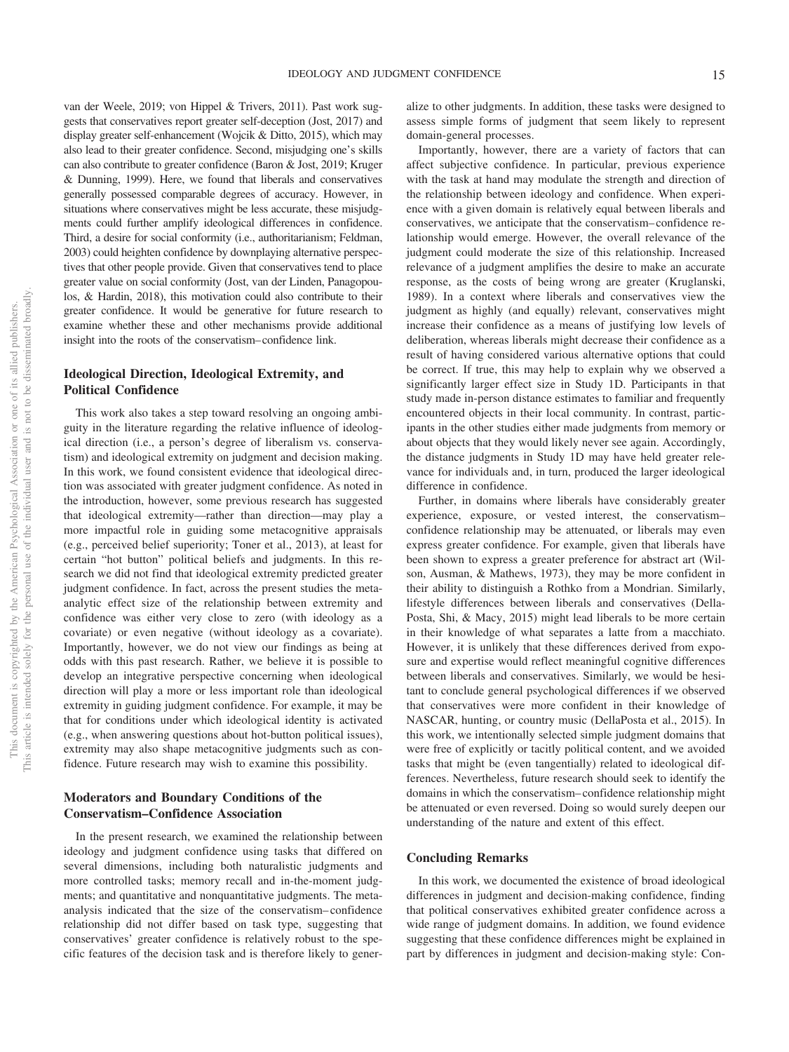van der Weele, 2019; von Hippel & Trivers, 2011). Past work suggests that conservatives report greater self-deception (Jost, 2017) and display greater self-enhancement (Wojcik & Ditto, 2015), which may also lead to their greater confidence. Second, misjudging one's skills can also contribute to greater confidence (Baron & Jost, 2019; Kruger & Dunning, 1999). Here, we found that liberals and conservatives generally possessed comparable degrees of accuracy. However, in situations where conservatives might be less accurate, these misjudgments could further amplify ideological differences in confidence. Third, a desire for social conformity (i.e., authoritarianism; Feldman, 2003) could heighten confidence by downplaying alternative perspectives that other people provide. Given that conservatives tend to place greater value on social conformity (Jost, van der Linden, Panagopoulos, & Hardin, 2018), this motivation could also contribute to their greater confidence. It would be generative for future research to examine whether these and other mechanisms provide additional insight into the roots of the conservatism–confidence link.

## Ideological Direction, Ideological Extremity, and Political Confidence

This work also takes a step toward resolving an ongoing ambiguity in the literature regarding the relative influence of ideological direction (i.e., a person's degree of liberalism vs. conservatism) and ideological extremity on judgment and decision making. In this work, we found consistent evidence that ideological direction was associated with greater judgment confidence. As noted in the introduction, however, some previous research has suggested that ideological extremity—rather than direction—may play a more impactful role in guiding some metacognitive appraisals (e.g., perceived belief superiority; Toner et al., 2013), at least for certain "hot button" political beliefs and judgments. In this research we did not find that ideological extremity predicted greater judgment confidence. In fact, across the present studies the meta-analytic effect size of the relationship between extremity and confidence was either very close to zero (with ideology as a covariate) or even negative (without ideology as a covariate). Importantly, however, we do not view our findings as being at odds with this past research. Rather, we believe it is possible to develop an integrative perspective concerning when ideological direction will play a more or less important role than ideological extremity in guiding judgment confidence. For example, it may be that for conditions under which ideological identity is activated (e.g., when answering questions about hot-button political issues), extremity may also shape metacognitive judgments such as confidence. Future research may wish to examine this possibility.

## Moderators and Boundary Conditions of the Conservatism–Confidence Association

In the present research, we examined the relationship between ideology and judgment confidence using tasks that differed on several dimensions, including both naturalistic judgments and more controlled tasks; memory recall and in-the-moment judgments; and quantitative and nonquantitative judgments. The meta-analysis indicated that the size of the conservatism–confidence relationship did not differ based on task type, suggesting that conservatives' greater confidence is relatively robust to the specific features of the decision task and is therefore likely to generalize to other judgments. In addition, these tasks were designed to assess simple forms of judgment that seem likely to represent domain-general processes.

Importantly, however, there are a variety of factors that can affect subjective confidence. In particular, previous experience with the task at hand may modulate the strength and direction of the relationship between ideology and confidence. When experience with a given domain is relatively equal between liberals and conservatives, we anticipate that the conservatism–confidence relationship would emerge. However, the overall relevance of the judgment could moderate the size of this relationship. Increased relevance of a judgment amplifies the desire to make an accurate response, as the costs of being wrong are greater (Kruglanski, 1989). In a context where liberals and conservatives view the judgment as highly (and equally) relevant, conservatives might increase their confidence as a means of justifying low levels of deliberation, whereas liberals might decrease their confidence as a result of having considered various alternative options that could be correct. If true, this may help to explain why we observed a significantly larger effect size in Study 1D. Participants in that study made in-person distance estimates to familiar and frequently encountered objects in their local community. In contrast, participants in the other studies either made judgments from memory or about objects that they would likely never see again. Accordingly, the distance judgments in Study 1D may have held greater relevance for individuals and, in turn, produced the larger ideological difference in confidence.

Further, in domains where liberals have considerably greater experience, exposure, or vested interest, the conservatism–confidence relationship may be attenuated, or liberals may even express greater confidence. For example, given that liberals have been shown to express a greater preference for abstract art (Wilson, Ausman, & Mathews, 1973), they may be more confident in their ability to distinguish a Rothko from a Mondrian. Similarly, lifestyle differences between liberals and conservatives (DellaPosta, Shi, & Macy, 2015) might lead liberals to be more certain in their knowledge of what separates a latte from a macchiato. However, it is unlikely that these differences derived from exposure and expertise would reflect meaningful cognitive differences between liberals and conservatives. Similarly, we would be hesitant to conclude general psychological differences if we observed that conservatives were more confident in their knowledge of NASCAR, hunting, or country music (DellaPosta et al., 2015). In this work, we intentionally selected simple judgment domains that were free of explicitly or tacitly political content, and we avoided tasks that might be (even tangentially) related to ideological differences. Nevertheless, future research should seek to identify the domains in which the conservatism–confidence relationship might be attenuated or even reversed. Doing so would surely deepen our understanding of the nature and extent of this effect.

## Concluding Remarks

In this work, we documented the existence of broad ideological differences in judgment and decision-making confidence, finding that political conservatives exhibited greater confidence across a wide range of judgment domains. In addition, we found evidence suggesting that these confidence differences might be explained in part by differences in judgment and decision-making style: Con-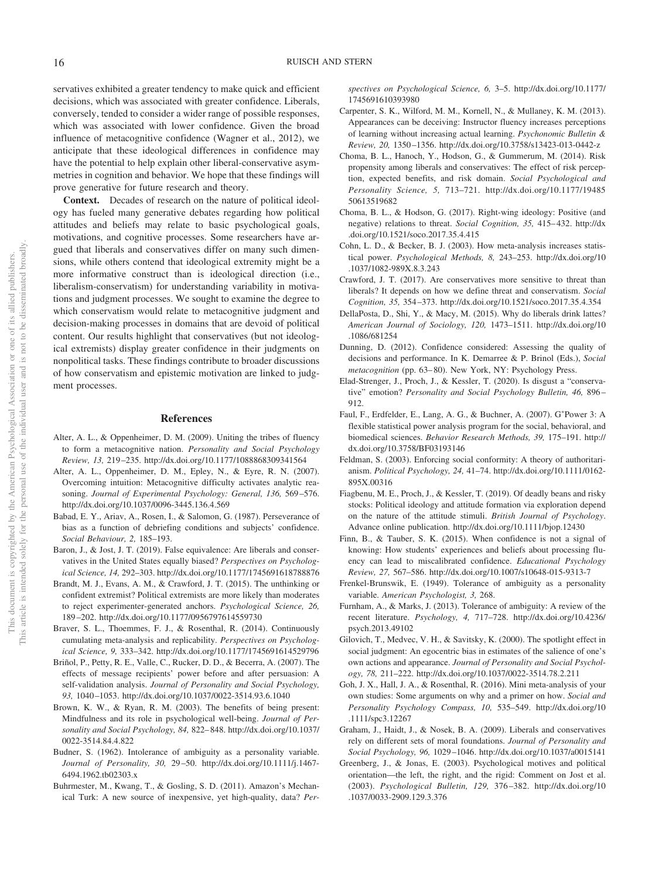servatives exhibited a greater tendency to make quick and efficient decisions, which was associated with greater confidence. Liberals, conversely, tended to consider a wider range of possible responses, which was associated with lower confidence. Given the broad influence of metacognitive confidence (Wagner et al., 2012), we anticipate that these ideological differences in confidence may have the potential to help explain other liberal-conservative asymmetries in cognition and behavior. We hope that these findings will prove generative for future research and theory.

**Context.** Decades of research on the nature of political ideology has fueled many generative debates regarding how political attitudes and beliefs may relate to basic psychological goals, motivations, and cognitive processes. Some researchers have argued that liberals and conservatives differ on many such dimensions, while others contend that ideological extremity might be a more informative construct than is ideological direction (i.e., liberalism-conservatism) for understanding variability in motivations and judgment processes. We sought to examine the degree to which conservatism would relate to metacognitive judgment and decision-making processes in domains that are devoid of political content. Our results highlight that conservatives (but not ideological extremists) display greater confidence in their judgments on nonpolitical tasks. These findings contribute to broader discussions of how conservatism and epistemic motivation are linked to judgment processes.

## References

Alter, A. L., & Oppenheimer, D. M. (2009). Uniting the tribes of fluency to form a metacognitive nation. *Personality and Social Psychology Review, 13,* 219–235. http://dx.doi.org/10.1177/1088868309341564

Alter, A. L., Oppenheimer, D. M., Epley, N., & Eyre, R. N. (2007). Overcoming intuition: Metacognitive difficulty activates analytic reasoning. *Journal of Experimental Psychology: General, 136,* 569–576. http://dx.doi.org/10.1037/0096-3445.136.4.569

Babad, E. Y., Ariav, A., Rosen, I., & Salomon, G. (1987). Perseverance of bias as a function of debriefing conditions and subjects' confidence. *Social Behaviour, 2,* 185–193.

Baron, J., & Jost, J. T. (2019). False equivalence: Are liberals and conservatives in the United States equally biased? *Perspectives on Psychological Science, 14,* 292–303. http://dx.doi.org/10.1177/1745691618788876

Brandt, M. J., Evans, A. M., & Crawford, J. T. (2015). The unthinking or confident extremist? Political extremists are more likely than moderates to reject experimenter-generated anchors. *Psychological Science, 26,* 189–202. http://dx.doi.org/10.1177/0956797614559730

Braver, S. L., Thoemmes, F. J., & Rosenthal, R. (2014). Continuously cumulating meta-analysis and replicability. *Perspectives on Psychological Science, 9,* 333–342. http://dx.doi.org/10.1177/1745691614529796

Briñol, P., Petty, R. E., Valle, C., Rucker, D. D., & Becerra, A. (2007). The effects of message recipients' power before and after persuasion: A self-validation analysis. *Journal of Personality and Social Psychology, 93,* 1040–1053. http://dx.doi.org/10.1037/0022-3514.93.6.1040

Brown, K. W., & Ryan, R. M. (2003). The benefits of being present: Mindfulness and its role in psychological well-being. *Journal of Personality and Social Psychology, 84,* 822–848. http://dx.doi.org/10.1037/0022-3514.84.4.822

Budner, S. (1962). Intolerance of ambiguity as a personality variable. *Journal of Personality, 30,* 29–50. http://dx.doi.org/10.1111/j.1467-6494.1962.tb02303.x

Buhrmester, M., Kwang, T., & Gosling, S. D. (2011). Amazon's Mechanical Turk: A new source of inexpensive, yet high-quality, data? *Perspectives on Psychological Science, 6,* 3–5. http://dx.doi.org/10.1177/1745691610393980

Carpenter, S. K., Wilford, M. M., Kornell, N., & Mullaney, K. M. (2013). Appearances can be deceiving: Instructor fluency increases perceptions of learning without increasing actual learning. *Psychonomic Bulletin & Review, 20,* 1350–1356. http://dx.doi.org/10.3758/s13423-013-0442-z

Choma, B. L., Hanoch, Y., Hodson, G., & Gummerum, M. (2014). Risk propensity among liberals and conservatives: The effect of risk perception, expected benefits, and risk domain. *Social Psychological and Personality Science, 5,* 713–721. http://dx.doi.org/10.1177/1948550613519682

Choma, B. L., & Hodson, G. (2017). Right-wing ideology: Positive (and negative) relations to threat. *Social Cognition, 35,* 415–432. http://dx.doi.org/10.1521/soco.2017.35.4.415

Cohn, L. D., & Becker, B. J. (2003). How meta-analysis increases statistical power. *Psychological Methods, 8,* 243–253. http://dx.doi.org/10.1037/1082-989X.8.3.243

Crawford, J. T. (2017). Are conservatives more sensitive to threat than liberals? It depends on how we define threat and conservatism. *Social Cognition, 35,* 354–373. http://dx.doi.org/10.1521/soco.2017.35.4.354

DellaPosta, D., Shi, Y., & Macy, M. (2015). Why do liberals drink lattes? *American Journal of Sociology, 120,* 1473–1511. http://dx.doi.org/10.1086/681254

Dunning, D. (2012). Confidence considered: Assessing the quality of decisions and performance. In K. Demarree & P. Brinol (Eds.), *Social metacognition* (pp. 63–80). New York, NY: Psychology Press.

Elad-Strenger, J., Proch, J., & Kessler, T. (2020). Is disgust a "conservative" emotion? *Personality and Social Psychology Bulletin, 46,* 896–912.

Faul, F., Erdfelder, E., Lang, A. G., & Buchner, A. (2007). G*Power 3: A flexible statistical power analysis program for the social, behavioral, and biomedical sciences. *Behavior Research Methods, 39,* 175–191. http://dx.doi.org/10.3758/BF03193146

Feldman, S. (2003). Enforcing social conformity: A theory of authoritarianism. *Political Psychology, 24,* 41–74. http://dx.doi.org/10.1111/0162-895X.00316

Fiagbenu, M. E., Proch, J., & Kessler, T. (2019). Of deadly beans and risky stocks: Political ideology and attitude formation via exploration depend on the nature of the attitude stimuli. *British Journal of Psychology*. Advance online publication. http://dx.doi.org/10.1111/bjop.12430

Finn, B., & Tauber, S. K. (2015). When confidence is not a signal of knowing: How students' experiences and beliefs about processing fluency can lead to miscalibrated confidence. *Educational Psychology Review, 27,* 567–586. http://dx.doi.org/10.1007/s10648-015-9313-7

Frenkel-Brunswik, E. (1949). Tolerance of ambiguity as a personality variable. *American Psychologist, 3,* 268.

Furnham, A., & Marks, J. (2013). Tolerance of ambiguity: A review of the recent literature. *Psychology, 4,* 717–728. http://dx.doi.org/10.4236/psych.2013.49102

Gilovich, T., Medvec, V. H., & Savitsky, K. (2000). The spotlight effect in social judgment: An egocentric bias in estimates of the salience of one's own actions and appearance. *Journal of Personality and Social Psychology, 78,* 211–222. http://dx.doi.org/10.1037/0022-3514.78.2.211

Goh, J. X., Hall, J. A., & Rosenthal, R. (2016). Mini meta-analysis of your own studies: Some arguments on why and a primer on how. *Social and Personality Psychology Compass, 10,* 535–549. http://dx.doi.org/10.1111/spc3.12267

Graham, J., Haidt, J., & Nosek, B. A. (2009). Liberals and conservatives rely on different sets of moral foundations. *Journal of Personality and Social Psychology, 96,* 1029–1046. http://dx.doi.org/10.1037/a0015141

Greenberg, J., & Jonas, E. (2003). Psychological motives and political orientation—the left, the right, and the rigid: Comment on Jost et al. (2003). *Psychological Bulletin, 129,* 376–382. http://dx.doi.org/10.1037/0033-2909.129.3.376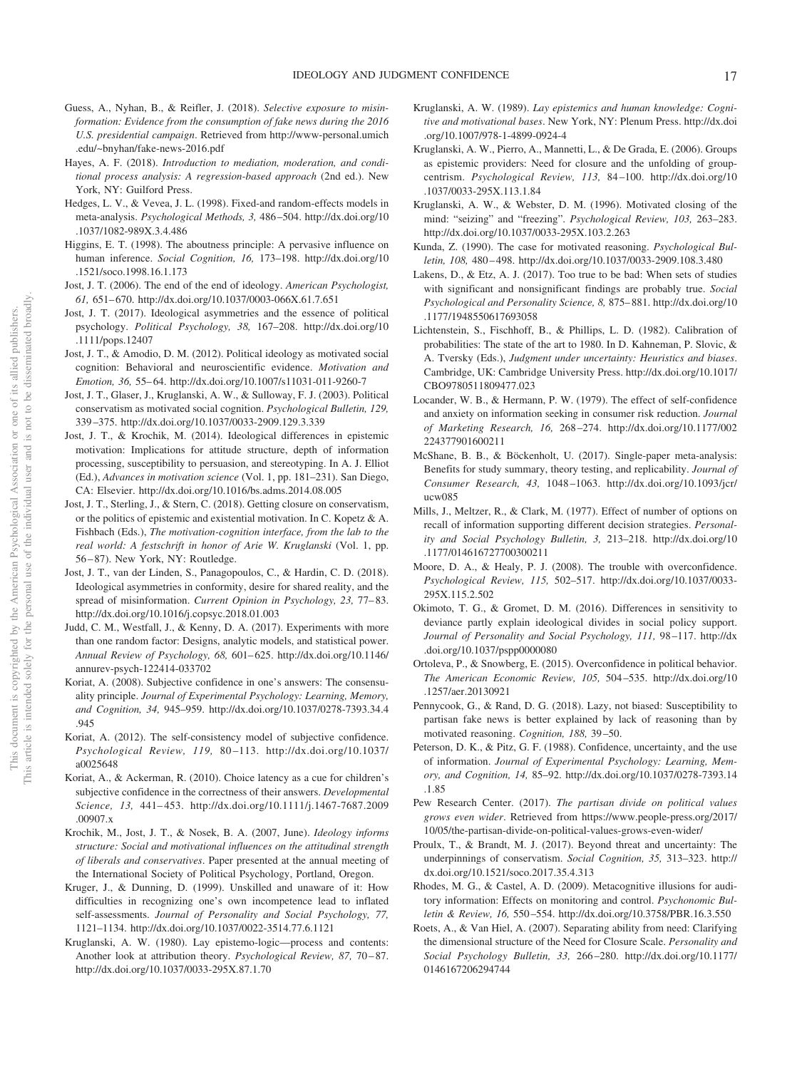Guess, A., Nyhan, B., & Reifler, J. (2018). *Selective exposure to misinformation: Evidence from the consumption of fake news during the 2016 U.S. presidential campaign*. Retrieved from http://www-personal.umich.edu/~bnyhan/fake-news-2016.pdf

Hayes, A. F. (2018). *Introduction to mediation, moderation, and conditional process analysis: A regression-based approach* (2nd ed.). New York, NY: Guilford Press.

Hedges, L. V., & Vevea, J. L. (1998). Fixed-and random-effects models in meta-analysis. *Psychological Methods, 3,* 486–504. http://dx.doi.org/10.1037/1082-989X.3.4.486

Higgins, E. T. (1998). The aboutness principle: A pervasive influence on human inference. *Social Cognition, 16,* 173–198. http://dx.doi.org/10.1521/soco.1998.16.1.173

Jost, J. T. (2006). The end of the end of ideology. *American Psychologist, 61,* 651–670. http://dx.doi.org/10.1037/0003-066X.61.7.651

Jost, J. T. (2017). Ideological asymmetries and the essence of political psychology. *Political Psychology, 38,* 167–208. http://dx.doi.org/10.1111/pops.12407

Jost, J. T., & Amodio, D. M. (2012). Political ideology as motivated social cognition: Behavioral and neuroscientific evidence. *Motivation and Emotion, 36,* 55–64. http://dx.doi.org/10.1007/s11031-011-9260-7

Jost, J. T., Glaser, J., Kruglanski, A. W., & Sulloway, F. J. (2003). Political conservatism as motivated social cognition. *Psychological Bulletin, 129,* 339–375. http://dx.doi.org/10.1037/0033-2909.129.3.339

Jost, J. T., & Krochik, M. (2014). Ideological differences in epistemic motivation: Implications for attitude structure, depth of information processing, susceptibility to persuasion, and stereotyping. In A. J. Elliot (Ed.), *Advances in motivation science* (Vol. 1, pp. 181–231). San Diego, CA: Elsevier. http://dx.doi.org/10.1016/bs.adms.2014.08.005

Jost, J. T., Sterling, J., & Stern, C. (2018). Getting closure on conservatism, or the politics of epistemic and existential motivation. In C. Kopetz & A. Fishbach (Eds.), *The motivation-cognition interface, from the lab to the real world: A festschrift in honor of Arie W. Kruglanski* (Vol. 1, pp. 56–87). New York, NY: Routledge.

Jost, J. T., van der Linden, S., Panagopoulos, C., & Hardin, C. D. (2018). Ideological asymmetries in conformity, desire for shared reality, and the spread of misinformation. *Current Opinion in Psychology, 23,* 77–83. http://dx.doi.org/10.1016/j.copsyc.2018.01.003

Judd, C. M., Westfall, J., & Kenny, D. A. (2017). Experiments with more than one random factor: Designs, analytic models, and statistical power. *Annual Review of Psychology, 68,* 601–625. http://dx.doi.org/10.1146/annurev-psych-122414-033702

Koriat, A. (2008). Subjective confidence in one's answers: The consensuality principle. *Journal of Experimental Psychology: Learning, Memory, and Cognition, 34,* 945–959. http://dx.doi.org/10.1037/0278-7393.34.4.945

Koriat, A. (2012). The self-consistency model of subjective confidence. *Psychological Review, 119,* 80–113. http://dx.doi.org/10.1037/a0025648

Koriat, A., & Ackerman, R. (2010). Choice latency as a cue for children's subjective confidence in the correctness of their answers. *Developmental Science, 13,* 441–453. http://dx.doi.org/10.1111/j.1467-7687.2009.00907.x

Krochik, M., Jost, J. T., & Nosek, B. A. (2007, June). *Ideology informs structure: Social and motivational influences on the attitudinal strength of liberals and conservatives*. Paper presented at the annual meeting of the International Society of Political Psychology, Portland, Oregon.

Kruger, J., & Dunning, D. (1999). Unskilled and unaware of it: How difficulties in recognizing one's own incompetence lead to inflated self-assessments. *Journal of Personality and Social Psychology, 77,* 1121–1134. http://dx.doi.org/10.1037/0022-3514.77.6.1121

Kruglanski, A. W. (1980). Lay epistemo-logic—process and contents: Another look at attribution theory. *Psychological Review, 87,* 70–87. http://dx.doi.org/10.1037/0033-295X.87.1.70

Kruglanski, A. W. (1989). *Lay epistemics and human knowledge: Cognitive and motivational bases*. New York, NY: Plenum Press. http://dx.doi.org/10.1007/978-1-4899-0924-4

Kruglanski, A. W., Pierro, A., Mannetti, L., & De Grada, E. (2006). Groups as epistemic providers: Need for closure and the unfolding of group-centrism. *Psychological Review, 113,* 84–100. http://dx.doi.org/10.1037/0033-295X.113.1.84

Kruglanski, A. W., & Webster, D. M. (1996). Motivated closing of the mind: "seizing" and "freezing". *Psychological Review, 103,* 263–283. http://dx.doi.org/10.1037/0033-295X.103.2.263

Kunda, Z. (1990). The case for motivated reasoning. *Psychological Bulletin, 108,* 480–498. http://dx.doi.org/10.1037/0033-2909.108.3.480

Lakens, D., & Etz, A. J. (2017). Too true to be bad: When sets of studies with significant and nonsignificant findings are probably true. *Social Psychological and Personality Science, 8,* 875–881. http://dx.doi.org/10.1177/1948550617693058

Lichtenstein, S., Fischhoff, B., & Phillips, L. D. (1982). Calibration of probabilities: The state of the art to 1980. In D. Kahneman, P. Slovic, & A. Tversky (Eds.), *Judgment under uncertainty: Heuristics and biases*. Cambridge, UK: Cambridge University Press. http://dx.doi.org/10.1017/CBO9780511809477.023

Locander, W. B., & Hermann, P. W. (1979). The effect of self-confidence and anxiety on information seeking in consumer risk reduction. *Journal of Marketing Research, 16,* 268–274. http://dx.doi.org/10.1177/002224377901600211

McShane, B. B., & Böckenholt, U. (2017). Single-paper meta-analysis: Benefits for study summary, theory testing, and replicability. *Journal of Consumer Research, 43,* 1048–1063. http://dx.doi.org/10.1093/jcr/ucw085

Mills, J., Meltzer, R., & Clark, M. (1977). Effect of number of options on recall of information supporting different decision strategies. *Personality and Social Psychology Bulletin, 3,* 213–218. http://dx.doi.org/10.1177/014616727700300211

Moore, D. A., & Healy, P. J. (2008). The trouble with overconfidence. *Psychological Review, 115,* 502–517. http://dx.doi.org/10.1037/0033-295X.115.2.502

Okimoto, T. G., & Gromet, D. M. (2016). Differences in sensitivity to deviance partly explain ideological divides in social policy support. *Journal of Personality and Social Psychology, 111,* 98–117. http://dx.doi.org/10.1037/pspp0000080

Ortoleva, P., & Snowberg, E. (2015). Overconfidence in political behavior. *The American Economic Review, 105,* 504–535. http://dx.doi.org/10.1257/aer.20130921

Pennycook, G., & Rand, D. G. (2018). Lazy, not biased: Susceptibility to partisan fake news is better explained by lack of reasoning than by motivated reasoning. *Cognition, 188,* 39–50.

Peterson, D. K., & Pitz, G. F. (1988). Confidence, uncertainty, and the use of information. *Journal of Experimental Psychology: Learning, Memory, and Cognition, 14,* 85–92. http://dx.doi.org/10.1037/0278-7393.14.1.85

Pew Research Center. (2017). *The partisan divide on political values grows even wider*. Retrieved from https://www.people-press.org/2017/10/05/the-partisan-divide-on-political-values-grows-even-wider/

Proulx, T., & Brandt, M. J. (2017). Beyond threat and uncertainty: The underpinnings of conservatism. *Social Cognition, 35,* 313–323. http://dx.doi.org/10.1521/soco.2017.35.4.313

Rhodes, M. G., & Castel, A. D. (2009). Metacognitive illusions for auditory information: Effects on monitoring and control. *Psychonomic Bulletin & Review, 16,* 550–554. http://dx.doi.org/10.3758/PBR.16.3.550

Roets, A., & Van Hiel, A. (2007). Separating ability from need: Clarifying the dimensional structure of the Need for Closure Scale. *Personality and Social Psychology Bulletin, 33,* 266–280. http://dx.doi.org/10.1177/0146167206294744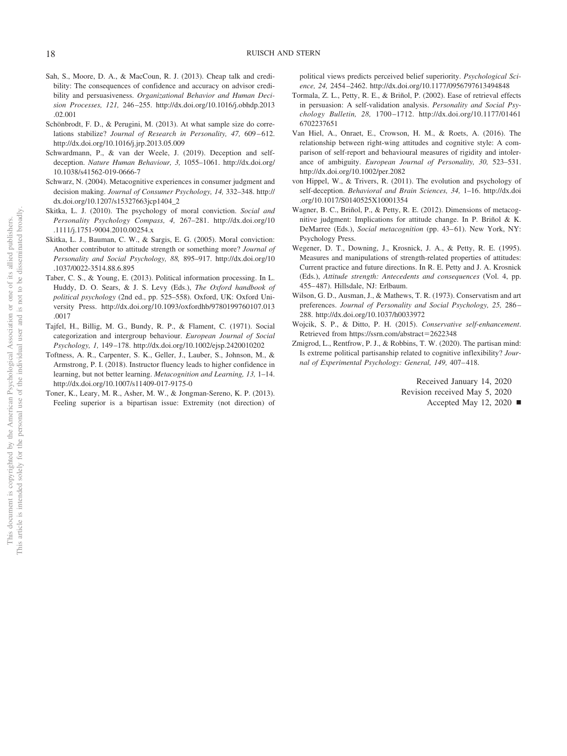Sah, S., Moore, D. A., & MacCoun, R. J. (2013). Cheap talk and credibility: The consequences of confidence and accuracy on advisor credibility and persuasiveness. *Organizational Behavior and Human Decision Processes, 121,* 246–255. http://dx.doi.org/10.1016/j.obhdp.2013.02.001

Schönbrodt, F. D., & Perugini, M. (2013). At what sample size do correlations stabilize? *Journal of Research in Personality, 47,* 609–612. http://dx.doi.org/10.1016/j.jrp.2013.05.009

Schwardmann, P., & van der Weele, J. (2019). Deception and self-deception. *Nature Human Behaviour, 3,* 1055–1061. http://dx.doi.org/10.1038/s41562-019-0666-7

Schwarz, N. (2004). Metacognitive experiences in consumer judgment and decision making. *Journal of Consumer Psychology, 14,* 332–348. http://dx.doi.org/10.1207/s15327663jcp1404_2

Skitka, L. J. (2010). The psychology of moral conviction. *Social and Personality Psychology Compass, 4,* 267–281. http://dx.doi.org/10.1111/j.1751-9004.2010.00254.x

Skitka, L. J., Bauman, C. W., & Sargis, E. G. (2005). Moral conviction: Another contributor to attitude strength or something more? *Journal of Personality and Social Psychology, 88,* 895–917. http://dx.doi.org/10.1037/0022-3514.88.6.895

Taber, C. S., & Young, E. (2013). Political information processing. In L. Huddy, D. O. Sears, & J. S. Levy (Eds.), *The Oxford handbook of political psychology* (2nd ed., pp. 525–558). Oxford, UK: Oxford University Press. http://dx.doi.org/10.1093/oxfordhb/9780199760107.013.0017

Tajfel, H., Billig, M. G., Bundy, R. P., & Flament, C. (1971). Social categorization and intergroup behaviour. *European Journal of Social Psychology, 1,* 149–178. http://dx.doi.org/10.1002/ejsp.2420010202

Toftness, A. R., Carpenter, S. K., Geller, J., Lauber, S., Johnson, M., & Armstrong, P. I. (2018). Instructor fluency leads to higher confidence in learning, but not better learning. *Metacognition and Learning, 13,* 1–14. http://dx.doi.org/10.1007/s11409-017-9175-0

Toner, K., Leary, M. R., Asher, M. W., & Jongman-Sereno, K. P. (2013). Feeling superior is a bipartisan issue: Extremity (not direction) of political views predicts perceived belief superiority. *Psychological Science, 24,* 2454–2462. http://dx.doi.org/10.1177/0956797613494848

Tormala, Z. L., Petty, R. E., & Briñol, P. (2002). Ease of retrieval effects in persuasion: A self-validation analysis. *Personality and Social Psychology Bulletin, 28,* 1700–1712. http://dx.doi.org/10.1177/014616702237651

Van Hiel, A., Onraet, E., Crowson, H. M., & Roets, A. (2016). The relationship between right-wing attitudes and cognitive style: A comparison of self-report and behavioural measures of rigidity and intolerance of ambiguity. *European Journal of Personality, 30,* 523–531. http://dx.doi.org/10.1002/per.2082

von Hippel, W., & Trivers, R. (2011). The evolution and psychology of self-deception. *Behavioral and Brain Sciences, 34,* 1–16. http://dx.doi.org/10.1017/S0140525X10001354

Wagner, B. C., Briñol, P., & Petty, R. E. (2012). Dimensions of metacognitive judgment: Implications for attitude change. In P. Briñol & K. DeMarree (Eds.), *Social metacognition* (pp. 43–61). New York, NY: Psychology Press.

Wegener, D. T., Downing, J., Krosnick, J. A., & Petty, R. E. (1995). Measures and manipulations of strength-related properties of attitudes: Current practice and future directions. In R. E. Petty and J. A. Krosnick (Eds.), *Attitude strength: Antecedents and consequences* (Vol. 4, pp. 455–487). Hillsdale, NJ: Erlbaum.

Wilson, G. D., Ausman, J., & Mathews, T. R. (1973). Conservatism and art preferences. *Journal of Personality and Social Psychology, 25,* 286–288. http://dx.doi.org/10.1037/h0033972

Wojcik, S. P., & Ditto, P. H. (2015). *Conservative self-enhancement*. Retrieved from https://ssrn.com/abstract=2622348

Zmigrod, L., Rentfrow, P. J., & Robbins, T. W. (2020). The partisan mind: Is extreme political partisanship related to cognitive inflexibility? *Journal of Experimental Psychology: General, 149,* 407–418.

Received January 14, 2020
Revision received May 5, 2020
Accepted May 12, 2020 ■